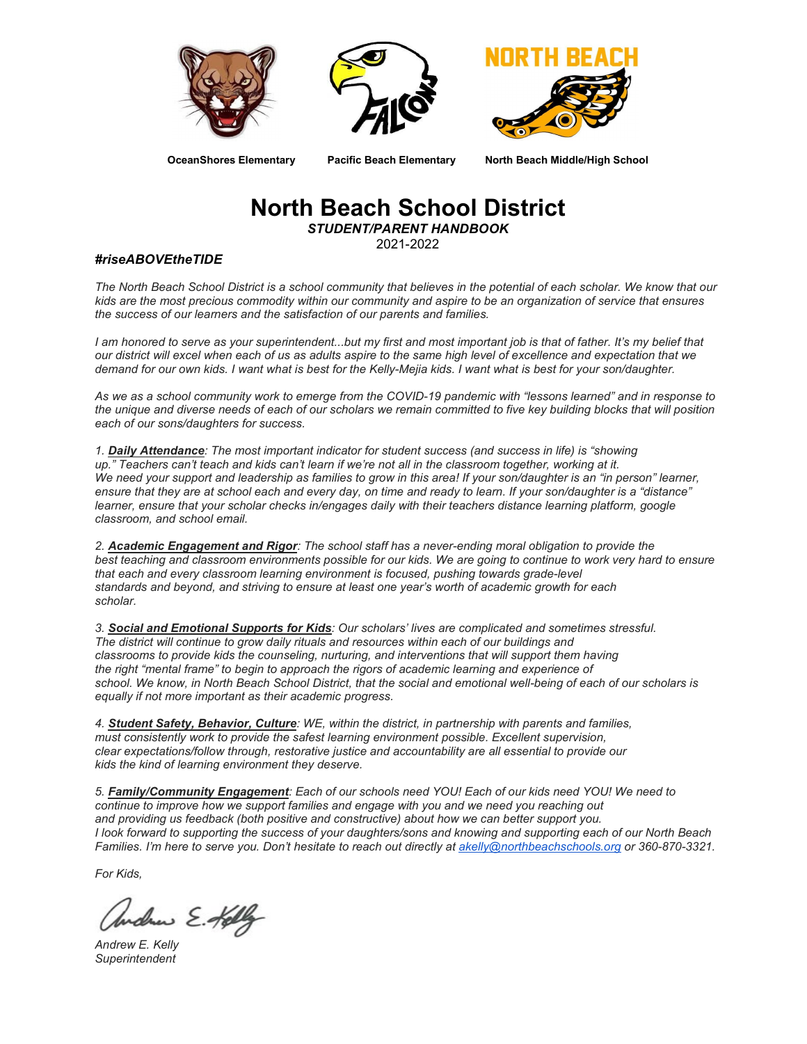OceanShores Elementary | Pacific Beach Elementary | North Beach Middle/High School

# North Beach School District

***STUDENT/PARENT HANDBOOK***

2021-2022

***#riseABOVEtheTIDE***

*The North Beach School District is a school community that believes in the potential of each scholar. We know that our kids are the most precious commodity within our community and aspire to be an organization of service that ensures the success of our learners and the satisfaction of our parents and families.*

*I am honored to serve as your superintendent...but my first and most important job is that of father. It's my belief that our district will excel when each of us as adults aspire to the same high level of excellence and expectation that we demand for our own kids. I want what is best for the Kelly-Mejia kids. I want what is best for your son/daughter.*

*As we as a school community work to emerge from the COVID-19 pandemic with "lessons learned" and in response to the unique and diverse needs of each of our scholars we remain committed to five key building blocks that will position each of our sons/daughters for success.*

*1. **Daily Attendance**: The most important indicator for student success (and success in life) is "showing up." Teachers can't teach and kids can't learn if we're not all in the classroom together, working at it. We need your support and leadership as families to grow in this area! If your son/daughter is an "in person" learner, ensure that they are at school each and every day, on time and ready to learn. If your son/daughter is a "distance" learner, ensure that your scholar checks in/engages daily with their teachers distance learning platform, google classroom, and school email.*

*2. **Academic Engagement and Rigor**: The school staff has a never-ending moral obligation to provide the best teaching and classroom environments possible for our kids. We are going to continue to work very hard to ensure that each and every classroom learning environment is focused, pushing towards grade-level standards and beyond, and striving to ensure at least one year's worth of academic growth for each scholar.*

*3. **Social and Emotional Supports for Kids**: Our scholars' lives are complicated and sometimes stressful. The district will continue to grow daily rituals and resources within each of our buildings and classrooms to provide kids the counseling, nurturing, and interventions that will support them having the right "mental frame" to begin to approach the rigors of academic learning and experience of school. We know, in North Beach School District, that the social and emotional well-being of each of our scholars is equally if not more important as their academic progress.*

*4. **Student Safety, Behavior, Culture**: WE, within the district, in partnership with parents and families, must consistently work to provide the safest learning environment possible. Excellent supervision, clear expectations/follow through, restorative justice and accountability are all essential to provide our kids the kind of learning environment they deserve.*

*5. **Family/Community Engagement**: Each of our schools need YOU! Each of our kids need YOU! We need to continue to improve how we support families and engage with you and we need you reaching out and providing us feedback (both positive and constructive) about how we can better support you. I look forward to supporting the success of your daughters/sons and knowing and supporting each of our North Beach Families. I'm here to serve you. Don't hesitate to reach out directly at akelly@northbeachschools.org or 360-870-3321.*

*For Kids,*

*Andrew E. Kelly*
*Superintendent*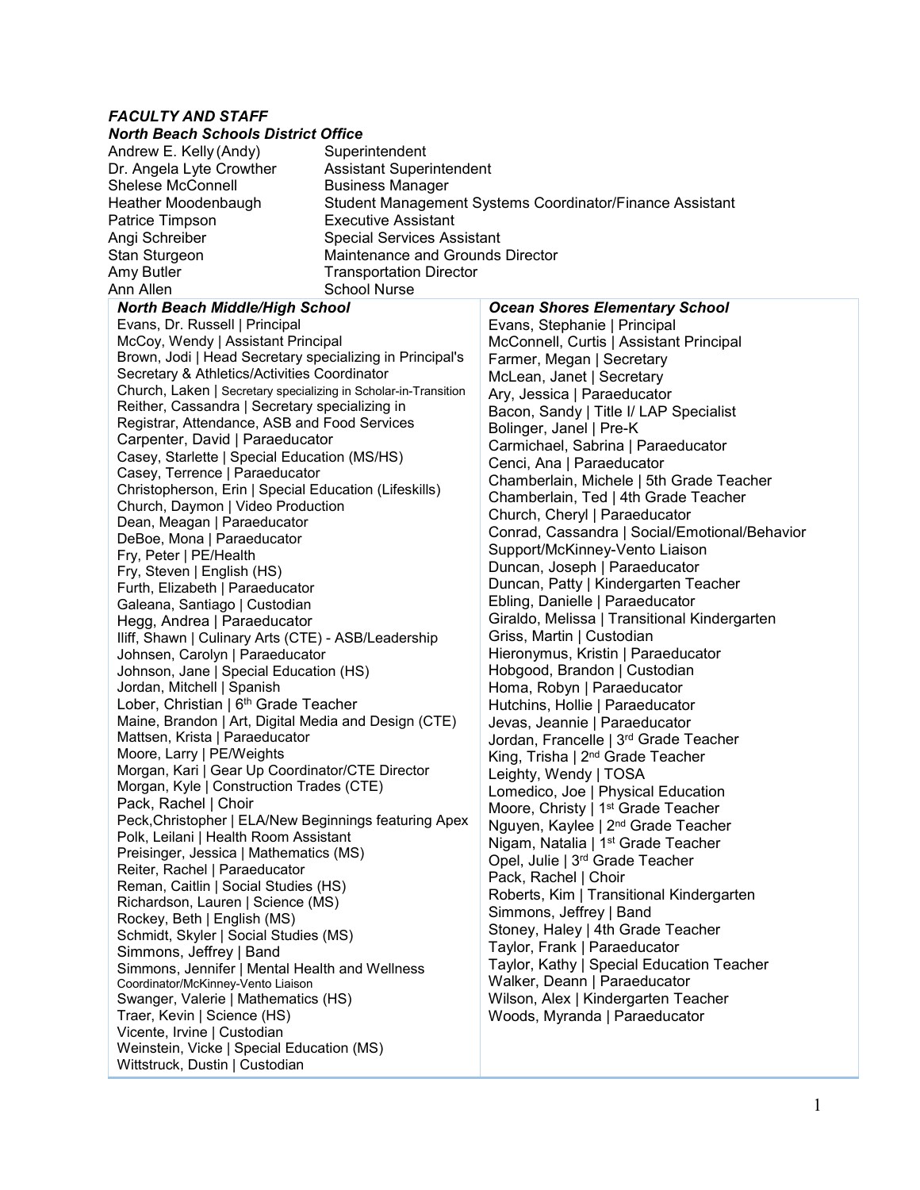## *FACULTY AND STAFF*

### *North Beach Schools District Office*

| | |
|---|---|
| Andrew E. Kelly (Andy) | Superintendent |
| Dr. Angela Lyte Crowther | Assistant Superintendent |
| Shelese McConnell | Business Manager |
| Heather Moodenbaugh | Student Management Systems Coordinator/Finance Assistant |
| Patrice Timpson | Executive Assistant |
| Angi Schreiber | Special Services Assistant |
| Stan Sturgeon | Maintenance and Grounds Director |
| Amy Butler | Transportation Director |
| Ann Allen | School Nurse |

### *North Beach Middle/High School*

Evans, Dr. Russell | Principal
McCoy, Wendy | Assistant Principal
Brown, Jodi | Head Secretary specializing in Principal's Secretary & Athletics/Activities Coordinator
Church, Laken | Secretary specializing in Scholar-in-Transition
Reither, Cassandra | Secretary specializing in Registrar, Attendance, ASB and Food Services
Carpenter, David | Paraeducator
Casey, Starlette | Special Education (MS/HS)
Casey, Terrence | Paraeducator
Christopherson, Erin | Special Education (Lifeskills)
Church, Daymon | Video Production
Dean, Meagan | Paraeducator
DeBoe, Mona | Paraeducator
Fry, Peter | PE/Health
Fry, Steven | English (HS)
Furth, Elizabeth | Paraeducator
Galeana, Santiago | Custodian
Hegg, Andrea | Paraeducator
Iliff, Shawn | Culinary Arts (CTE) - ASB/Leadership
Johnsen, Carolyn | Paraeducator
Johnson, Jane | Special Education (HS)
Jordan, Mitchell | Spanish
Lober, Christian | 6th Grade Teacher
Maine, Brandon | Art, Digital Media and Design (CTE)
Mattsen, Krista | Paraeducator
Moore, Larry | PE/Weights
Morgan, Kari | Gear Up Coordinator/CTE Director
Morgan, Kyle | Construction Trades (CTE)
Pack, Rachel | Choir
Peck,Christopher | ELA/New Beginnings featuring Apex
Polk, Leilani | Health Room Assistant
Preisinger, Jessica | Mathematics (MS)
Reiter, Rachel | Paraeducator
Reman, Caitlin | Social Studies (HS)
Richardson, Lauren | Science (MS)
Rockey, Beth | English (MS)
Schmidt, Skyler | Social Studies (MS)
Simmons, Jeffrey | Band
Simmons, Jennifer | Mental Health and Wellness Coordinator/McKinney-Vento Liaison
Swanger, Valerie | Mathematics (HS)
Traer, Kevin | Science (HS)
Vicente, Irvine | Custodian
Weinstein, Vicke | Special Education (MS)
Wittstruck, Dustin | Custodian

### *Ocean Shores Elementary School*

Evans, Stephanie | Principal
McConnell, Curtis | Assistant Principal
Farmer, Megan | Secretary
McLean, Janet | Secretary
Ary, Jessica | Paraeducator
Bacon, Sandy | Title I/ LAP Specialist
Bolinger, Janel | Pre-K
Carmichael, Sabrina | Paraeducator
Cenci, Ana | Paraeducator
Chamberlain, Michele | 5th Grade Teacher
Chamberlain, Ted | 4th Grade Teacher
Church, Cheryl | Paraeducator
Conrad, Cassandra | Social/Emotional/Behavior Support/McKinney-Vento Liaison
Duncan, Joseph | Paraeducator
Duncan, Patty | Kindergarten Teacher
Ebling, Danielle | Paraeducator
Giraldo, Melissa | Transitional Kindergarten
Griss, Martin | Custodian
Hieronymus, Kristin | Paraeducator
Hobgood, Brandon | Custodian
Homa, Robyn | Paraeducator
Hutchins, Hollie | Paraeducator
Jevas, Jeannie | Paraeducator
Jordan, Francelle | 3rd Grade Teacher
King, Trisha | 2nd Grade Teacher
Leighty, Wendy | TOSA
Lomedico, Joe | Physical Education
Moore, Christy | 1st Grade Teacher
Nguyen, Kaylee | 2nd Grade Teacher
Nigam, Natalia | 1st Grade Teacher
Opel, Julie | 3rd Grade Teacher
Pack, Rachel | Choir
Roberts, Kim | Transitional Kindergarten
Simmons, Jeffrey | Band
Stoney, Haley | 4th Grade Teacher
Taylor, Frank | Paraeducator
Taylor, Kathy | Special Education Teacher
Walker, Deann | Paraeducator
Wilson, Alex | Kindergarten Teacher
Woods, Myranda | Paraeducator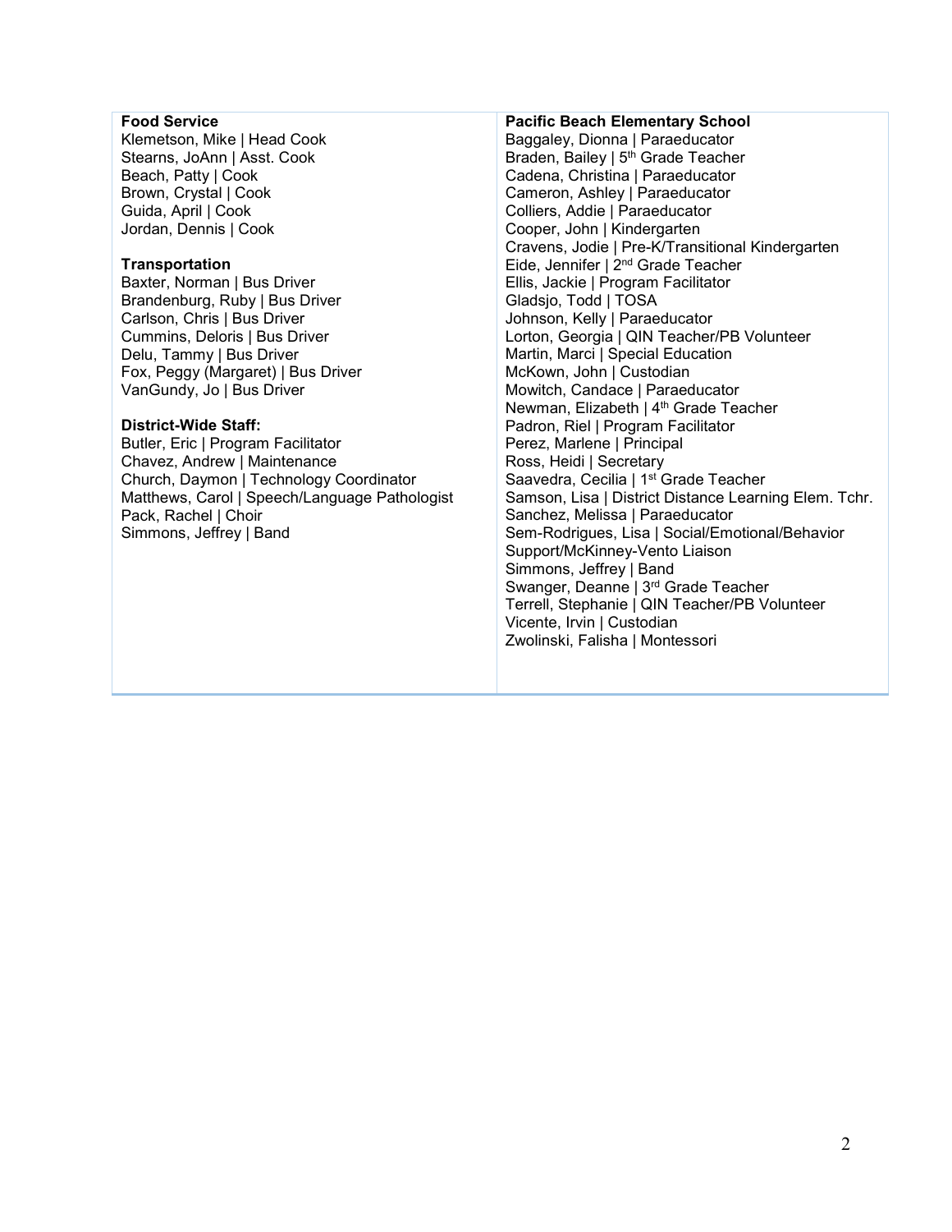**Food Service**
Klemetson, Mike | Head Cook
Stearns, JoAnn | Asst. Cook
Beach, Patty | Cook
Brown, Crystal | Cook
Guida, April | Cook
Jordan, Dennis | Cook

**Transportation**
Baxter, Norman | Bus Driver
Brandenburg, Ruby | Bus Driver
Carlson, Chris | Bus Driver
Cummins, Deloris | Bus Driver
Delu, Tammy | Bus Driver
Fox, Peggy (Margaret) | Bus Driver
VanGundy, Jo | Bus Driver

**District-Wide Staff:**
Butler, Eric | Program Facilitator
Chavez, Andrew | Maintenance
Church, Daymon | Technology Coordinator
Matthews, Carol | Speech/Language Pathologist
Pack, Rachel | Choir
Simmons, Jeffrey | Band

**Pacific Beach Elementary School**
Baggaley, Dionna | Paraeducator
Braden, Bailey | 5th Grade Teacher
Cadena, Christina | Paraeducator
Cameron, Ashley | Paraeducator
Colliers, Addie | Paraeducator
Cooper, John | Kindergarten
Cravens, Jodie | Pre-K/Transitional Kindergarten
Eide, Jennifer | 2nd Grade Teacher
Ellis, Jackie | Program Facilitator
Gladsjo, Todd | TOSA
Johnson, Kelly | Paraeducator
Lorton, Georgia | QIN Teacher/PB Volunteer
Martin, Marci | Special Education
McKown, John | Custodian
Mowitch, Candace | Paraeducator
Newman, Elizabeth | 4th Grade Teacher
Padron, Riel | Program Facilitator
Perez, Marlene | Principal
Ross, Heidi | Secretary
Saavedra, Cecilia | 1st Grade Teacher
Samson, Lisa | District Distance Learning Elem. Tchr.
Sanchez, Melissa | Paraeducator
Sem-Rodrigues, Lisa | Social/Emotional/Behavior Support/McKinney-Vento Liaison
Simmons, Jeffrey | Band
Swanger, Deanne | 3rd Grade Teacher
Terrell, Stephanie | QIN Teacher/PB Volunteer
Vicente, Irvin | Custodian
Zwolinski, Falisha | Montessori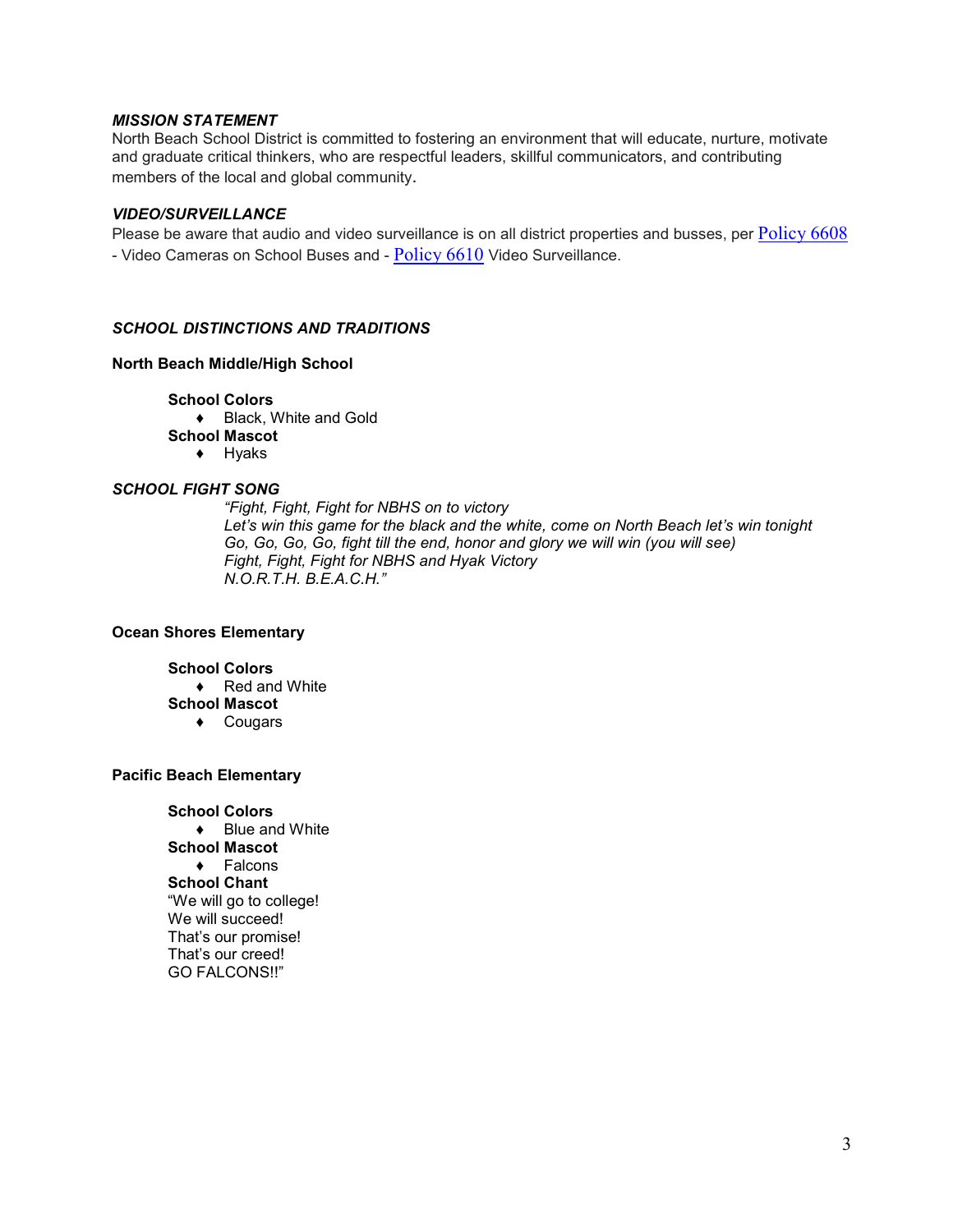### *MISSION STATEMENT*

North Beach School District is committed to fostering an environment that will educate, nurture, motivate and graduate critical thinkers, who are respectful leaders, skillful communicators, and contributing members of the local and global community.

### *VIDEO/SURVEILLANCE*

Please be aware that audio and video surveillance is on all district properties and busses, per Policy 6608 - Video Cameras on School Buses and - Policy 6610 Video Surveillance.

### *SCHOOL DISTINCTIONS AND TRADITIONS*

**North Beach Middle/High School**

**School Colors**

- Black, White and Gold

**School Mascot**

- Hyaks

### *SCHOOL FIGHT SONG*

*"Fight, Fight, Fight for NBHS on to victory*
*Let's win this game for the black and the white, come on North Beach let's win tonight*
*Go, Go, Go, Go, fight till the end, honor and glory we will win (you will see)*
*Fight, Fight, Fight for NBHS and Hyak Victory*
*N.O.R.T.H. B.E.A.C.H."*

**Ocean Shores Elementary**

**School Colors**

- Red and White

**School Mascot**

- Cougars

**Pacific Beach Elementary**

**School Colors**

- Blue and White

**School Mascot**

- Falcons

**School Chant**

"We will go to college!
We will succeed!
That's our promise!
That's our creed!
GO FALCONS!!"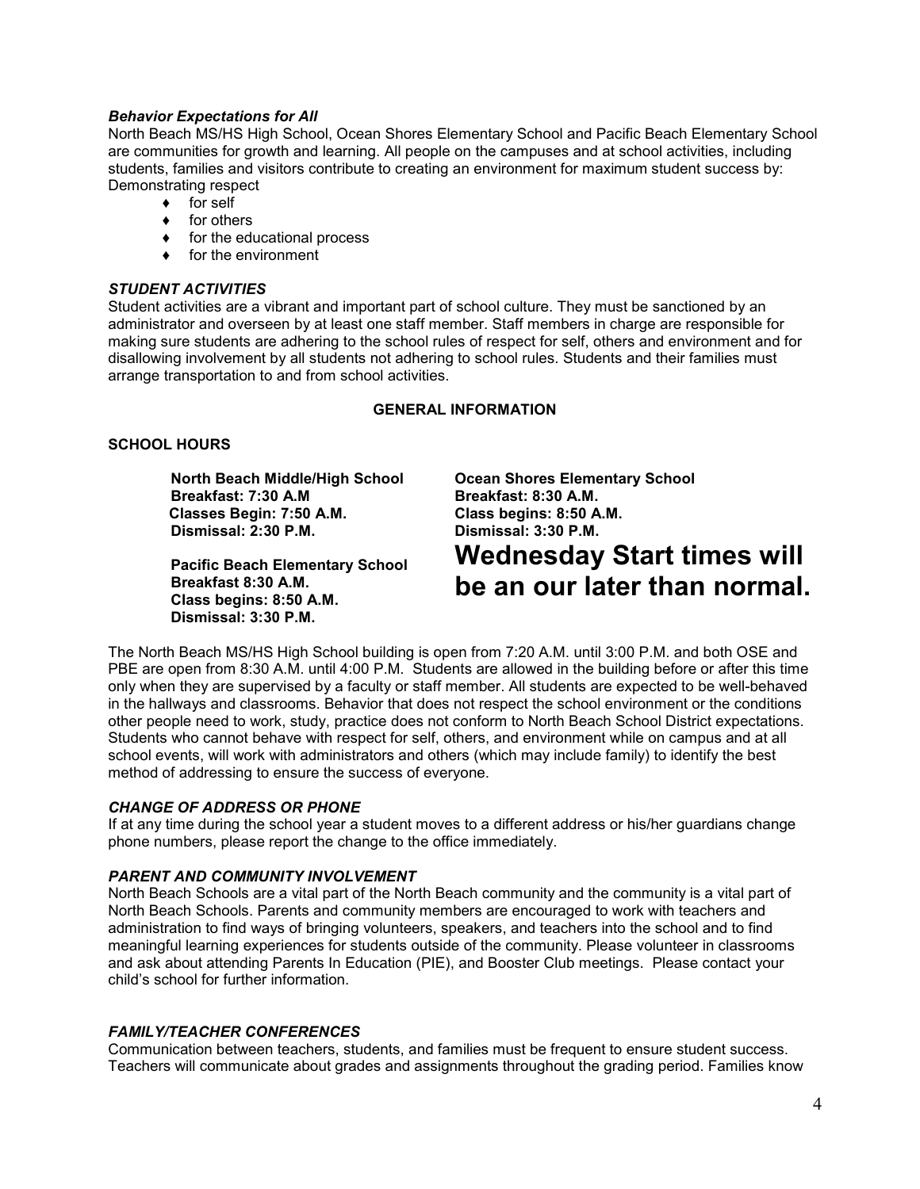### *Behavior Expectations for All*

North Beach MS/HS High School, Ocean Shores Elementary School and Pacific Beach Elementary School are communities for growth and learning. All people on the campuses and at school activities, including students, families and visitors contribute to creating an environment for maximum student success by: Demonstrating respect

- for self
- for others
- for the educational process
- for the environment

### *STUDENT ACTIVITIES*

Student activities are a vibrant and important part of school culture. They must be sanctioned by an administrator and overseen by at least one staff member. Staff members in charge are responsible for making sure students are adhering to the school rules of respect for self, others and environment and for disallowing involvement by all students not adhering to school rules. Students and their families must arrange transportation to and from school activities.

## GENERAL INFORMATION

### SCHOOL HOURS

**North Beach Middle/High School**
**Breakfast: 7:30 A.M**
**Classes Begin: 7:50 A.M.**
**Dismissal: 2:30 P.M.**

**Ocean Shores Elementary School**
**Breakfast: 8:30 A.M.**
**Class begins: 8:50 A.M.**
**Dismissal: 3:30 P.M.**

**Pacific Beach Elementary School**
**Breakfast 8:30 A.M.**
**Class begins: 8:50 A.M.**
**Dismissal: 3:30 P.M.**

**Wednesday Start times will be an our later than normal.**

The North Beach MS/HS High School building is open from 7:20 A.M. until 3:00 P.M. and both OSE and PBE are open from 8:30 A.M. until 4:00 P.M. Students are allowed in the building before or after this time only when they are supervised by a faculty or staff member. All students are expected to be well-behaved in the hallways and classrooms. Behavior that does not respect the school environment or the conditions other people need to work, study, practice does not conform to North Beach School District expectations. Students who cannot behave with respect for self, others, and environment while on campus and at all school events, will work with administrators and others (which may include family) to identify the best method of addressing to ensure the success of everyone.

### *CHANGE OF ADDRESS OR PHONE*

If at any time during the school year a student moves to a different address or his/her guardians change phone numbers, please report the change to the office immediately.

### *PARENT AND COMMUNITY INVOLVEMENT*

North Beach Schools are a vital part of the North Beach community and the community is a vital part of North Beach Schools. Parents and community members are encouraged to work with teachers and administration to find ways of bringing volunteers, speakers, and teachers into the school and to find meaningful learning experiences for students outside of the community. Please volunteer in classrooms and ask about attending Parents In Education (PIE), and Booster Club meetings. Please contact your child's school for further information.

### *FAMILY/TEACHER CONFERENCES*

Communication between teachers, students, and families must be frequent to ensure student success. Teachers will communicate about grades and assignments throughout the grading period. Families know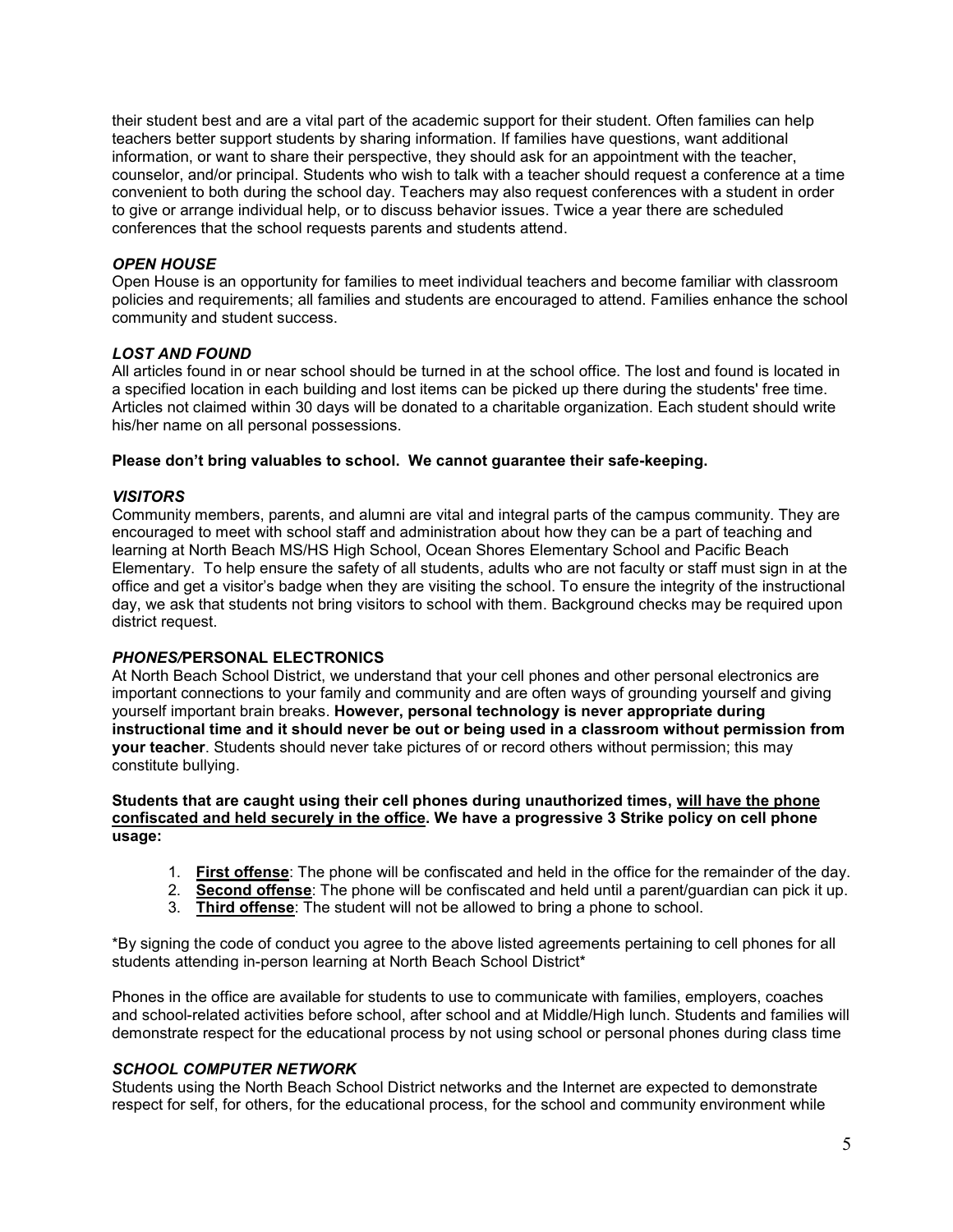their student best and are a vital part of the academic support for their student. Often families can help teachers better support students by sharing information. If families have questions, want additional information, or want to share their perspective, they should ask for an appointment with the teacher, counselor, and/or principal. Students who wish to talk with a teacher should request a conference at a time convenient to both during the school day. Teachers may also request conferences with a student in order to give or arrange individual help, or to discuss behavior issues. Twice a year there are scheduled conferences that the school requests parents and students attend.

### *OPEN HOUSE*

Open House is an opportunity for families to meet individual teachers and become familiar with classroom policies and requirements; all families and students are encouraged to attend. Families enhance the school community and student success.

### *LOST AND FOUND*

All articles found in or near school should be turned in at the school office. The lost and found is located in a specified location in each building and lost items can be picked up there during the students' free time. Articles not claimed within 30 days will be donated to a charitable organization. Each student should write his/her name on all personal possessions.

**Please don't bring valuables to school. We cannot guarantee their safe-keeping.**

### *VISITORS*

Community members, parents, and alumni are vital and integral parts of the campus community. They are encouraged to meet with school staff and administration about how they can be a part of teaching and learning at North Beach MS/HS High School, Ocean Shores Elementary School and Pacific Beach Elementary. To help ensure the safety of all students, adults who are not faculty or staff must sign in at the office and get a visitor's badge when they are visiting the school. To ensure the integrity of the instructional day, we ask that students not bring visitors to school with them. Background checks may be required upon district request.

### *PHONES/*PERSONAL ELECTRONICS

At North Beach School District, we understand that your cell phones and other personal electronics are important connections to your family and community and are often ways of grounding yourself and giving yourself important brain breaks. **However, personal technology is never appropriate during instructional time and it should never be out or being used in a classroom without permission from your teacher**. Students should never take pictures of or record others without permission; this may constitute bullying.

**Students that are caught using their cell phones during unauthorized times, <u>will have the phone confiscated and held securely in the office</u>. We have a progressive 3 Strike policy on cell phone usage:**

1. **<u>First offense</u>**: The phone will be confiscated and held in the office for the remainder of the day.
2. **<u>Second offense</u>**: The phone will be confiscated and held until a parent/guardian can pick it up.
3. **<u>Third offense</u>**: The student will not be allowed to bring a phone to school.

*By signing the code of conduct you agree to the above listed agreements pertaining to cell phones for all students attending in-person learning at North Beach School District*

Phones in the office are available for students to use to communicate with families, employers, coaches and school-related activities before school, after school and at Middle/High lunch. Students and families will demonstrate respect for the educational process by not using school or personal phones during class time

### *SCHOOL COMPUTER NETWORK*

Students using the North Beach School District networks and the Internet are expected to demonstrate respect for self, for others, for the educational process, for the school and community environment while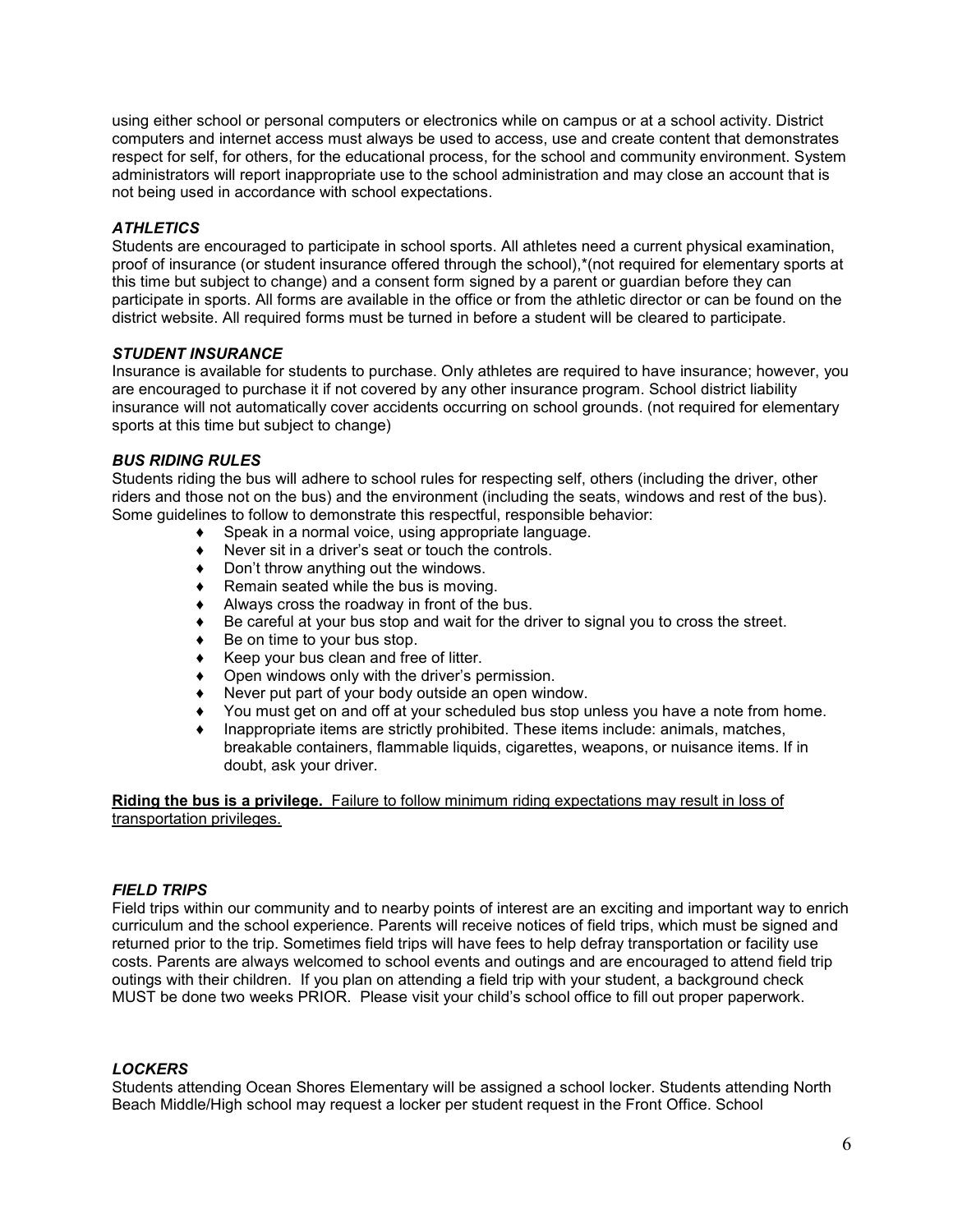using either school or personal computers or electronics while on campus or at a school activity. District computers and internet access must always be used to access, use and create content that demonstrates respect for self, for others, for the educational process, for the school and community environment. System administrators will report inappropriate use to the school administration and may close an account that is not being used in accordance with school expectations.

### *ATHLETICS*

Students are encouraged to participate in school sports. All athletes need a current physical examination, proof of insurance (or student insurance offered through the school),*(not required for elementary sports at this time but subject to change) and a consent form signed by a parent or guardian before they can participate in sports. All forms are available in the office or from the athletic director or can be found on the district website. All required forms must be turned in before a student will be cleared to participate.

### *STUDENT INSURANCE*

Insurance is available for students to purchase. Only athletes are required to have insurance; however, you are encouraged to purchase it if not covered by any other insurance program. School district liability insurance will not automatically cover accidents occurring on school grounds. (not required for elementary sports at this time but subject to change)

### *BUS RIDING RULES*

Students riding the bus will adhere to school rules for respecting self, others (including the driver, other riders and those not on the bus) and the environment (including the seats, windows and rest of the bus). Some guidelines to follow to demonstrate this respectful, responsible behavior:

- Speak in a normal voice, using appropriate language.
- Never sit in a driver's seat or touch the controls.
- Don't throw anything out the windows.
- Remain seated while the bus is moving.
- Always cross the roadway in front of the bus.
- Be careful at your bus stop and wait for the driver to signal you to cross the street.
- Be on time to your bus stop.
- Keep your bus clean and free of litter.
- Open windows only with the driver's permission.
- Never put part of your body outside an open window.
- You must get on and off at your scheduled bus stop unless you have a note from home.
- Inappropriate items are strictly prohibited. These items include: animals, matches, breakable containers, flammable liquids, cigarettes, weapons, or nuisance items. If in doubt, ask your driver.

<u>**Riding the bus is a privilege.** Failure to follow minimum riding expectations may result in loss of transportation privileges.</u>

### *FIELD TRIPS*

Field trips within our community and to nearby points of interest are an exciting and important way to enrich curriculum and the school experience. Parents will receive notices of field trips, which must be signed and returned prior to the trip. Sometimes field trips will have fees to help defray transportation or facility use costs. Parents are always welcomed to school events and outings and are encouraged to attend field trip outings with their children. If you plan on attending a field trip with your student, a background check MUST be done two weeks PRIOR. Please visit your child's school office to fill out proper paperwork.

### *LOCKERS*

Students attending Ocean Shores Elementary will be assigned a school locker. Students attending North Beach Middle/High school may request a locker per student request in the Front Office. School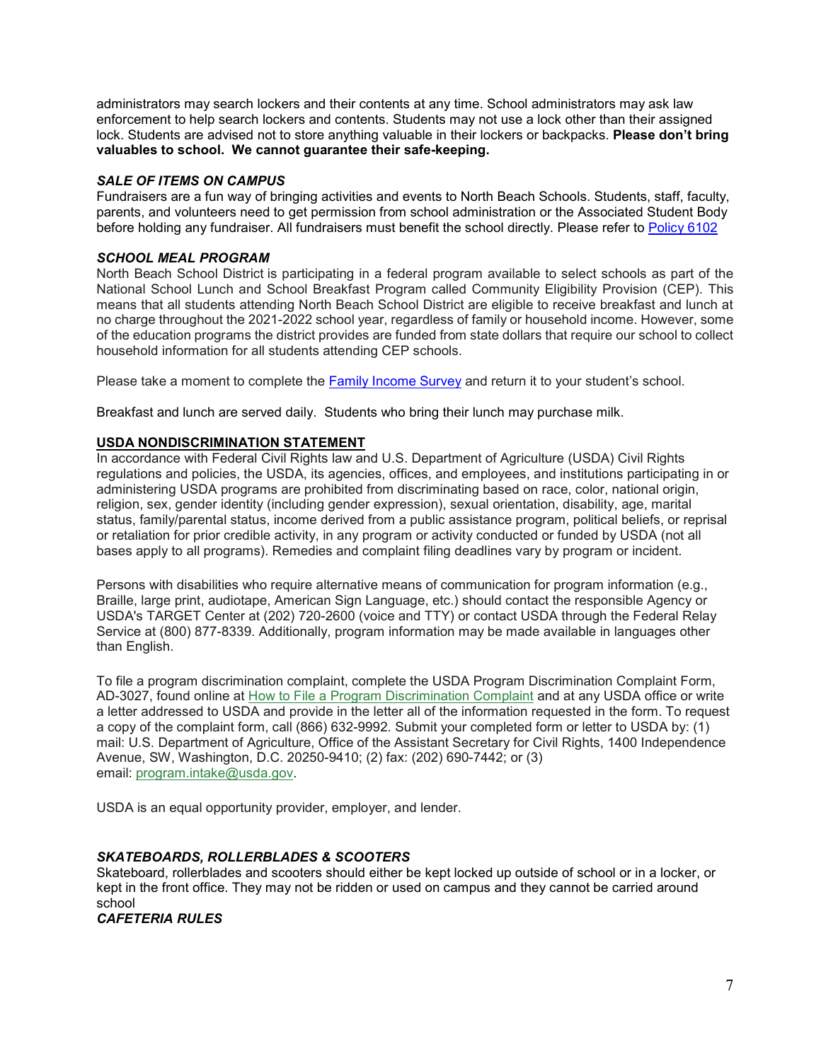administrators may search lockers and their contents at any time. School administrators may ask law enforcement to help search lockers and contents. Students may not use a lock other than their assigned lock. Students are advised not to store anything valuable in their lockers or backpacks. **Please don't bring valuables to school. We cannot guarantee their safe-keeping.**

***SALE OF ITEMS ON CAMPUS***

Fundraisers are a fun way of bringing activities and events to North Beach Schools. Students, staff, faculty, parents, and volunteers need to get permission from school administration or the Associated Student Body before holding any fundraiser. All fundraisers must benefit the school directly. Please refer to Policy 6102

***SCHOOL MEAL PROGRAM***

North Beach School District is participating in a federal program available to select schools as part of the National School Lunch and School Breakfast Program called Community Eligibility Provision (CEP). This means that all students attending North Beach School District are eligible to receive breakfast and lunch at no charge throughout the 2021-2022 school year, regardless of family or household income. However, some of the education programs the district provides are funded from state dollars that require our school to collect household information for all students attending CEP schools.

Please take a moment to complete the Family Income Survey and return it to your student's school.

Breakfast and lunch are served daily. Students who bring their lunch may purchase milk.

**USDA NONDISCRIMINATION STATEMENT**

In accordance with Federal Civil Rights law and U.S. Department of Agriculture (USDA) Civil Rights regulations and policies, the USDA, its agencies, offices, and employees, and institutions participating in or administering USDA programs are prohibited from discriminating based on race, color, national origin, religion, sex, gender identity (including gender expression), sexual orientation, disability, age, marital status, family/parental status, income derived from a public assistance program, political beliefs, or reprisal or retaliation for prior credible activity, in any program or activity conducted or funded by USDA (not all bases apply to all programs). Remedies and complaint filing deadlines vary by program or incident.

Persons with disabilities who require alternative means of communication for program information (e.g., Braille, large print, audiotape, American Sign Language, etc.) should contact the responsible Agency or USDA's TARGET Center at (202) 720-2600 (voice and TTY) or contact USDA through the Federal Relay Service at (800) 877-8339. Additionally, program information may be made available in languages other than English.

To file a program discrimination complaint, complete the USDA Program Discrimination Complaint Form, AD-3027, found online at How to File a Program Discrimination Complaint and at any USDA office or write a letter addressed to USDA and provide in the letter all of the information requested in the form. To request a copy of the complaint form, call (866) 632-9992. Submit your completed form or letter to USDA by: (1) mail: U.S. Department of Agriculture, Office of the Assistant Secretary for Civil Rights, 1400 Independence Avenue, SW, Washington, D.C. 20250-9410; (2) fax: (202) 690-7442; or (3) email: program.intake@usda.gov.

USDA is an equal opportunity provider, employer, and lender.

***SKATEBOARDS, ROLLERBLADES & SCOOTERS***

Skateboard, rollerblades and scooters should either be kept locked up outside of school or in a locker, or kept in the front office. They may not be ridden or used on campus and they cannot be carried around school

***CAFETERIA RULES***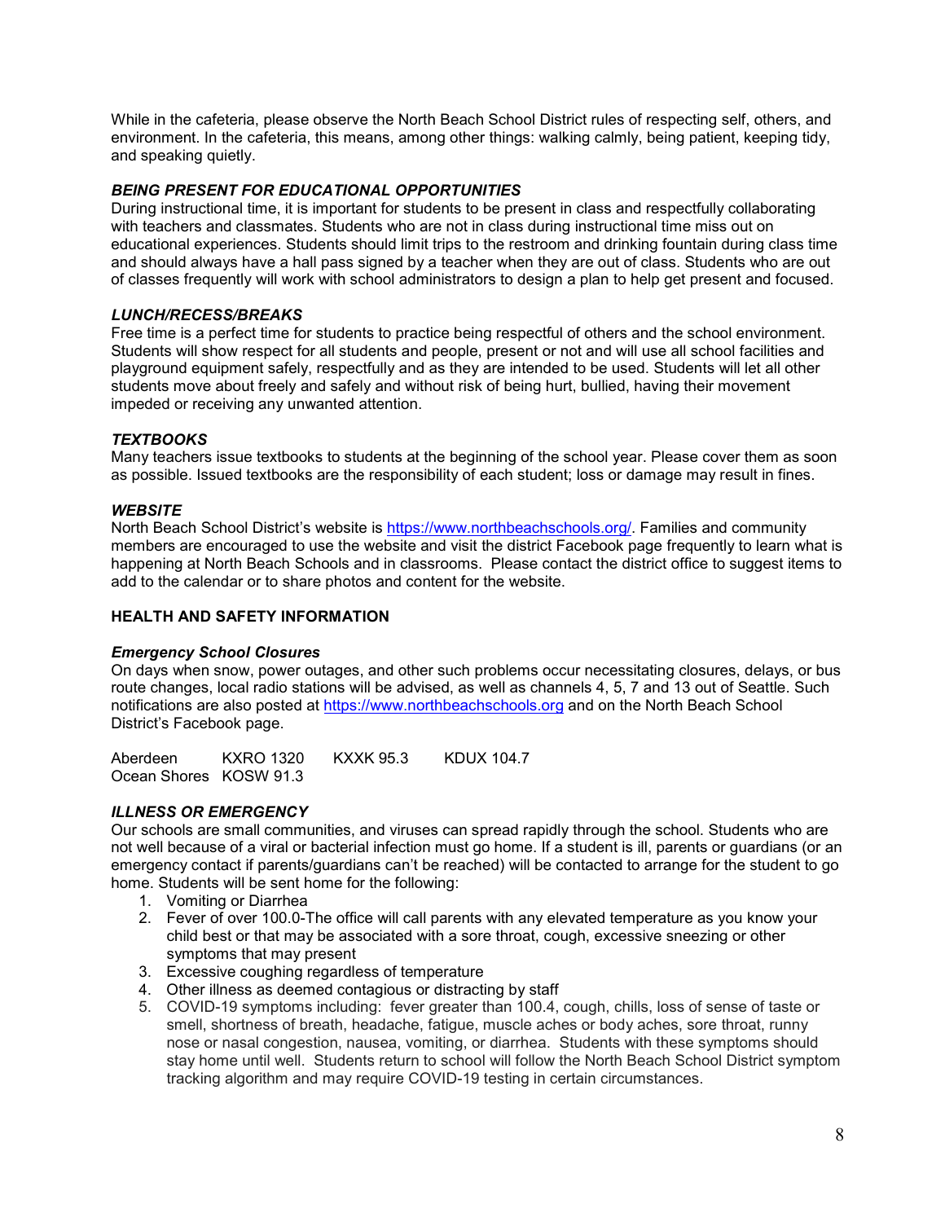While in the cafeteria, please observe the North Beach School District rules of respecting self, others, and environment. In the cafeteria, this means, among other things: walking calmly, being patient, keeping tidy, and speaking quietly.

### *BEING PRESENT FOR EDUCATIONAL OPPORTUNITIES*

During instructional time, it is important for students to be present in class and respectfully collaborating with teachers and classmates. Students who are not in class during instructional time miss out on educational experiences. Students should limit trips to the restroom and drinking fountain during class time and should always have a hall pass signed by a teacher when they are out of class. Students who are out of classes frequently will work with school administrators to design a plan to help get present and focused.

### *LUNCH/RECESS/BREAKS*

Free time is a perfect time for students to practice being respectful of others and the school environment. Students will show respect for all students and people, present or not and will use all school facilities and playground equipment safely, respectfully and as they are intended to be used. Students will let all other students move about freely and safely and without risk of being hurt, bullied, having their movement impeded or receiving any unwanted attention.

### *TEXTBOOKS*

Many teachers issue textbooks to students at the beginning of the school year. Please cover them as soon as possible. Issued textbooks are the responsibility of each student; loss or damage may result in fines.

### *WEBSITE*

North Beach School District's website is https://www.northbeachschools.org/. Families and community members are encouraged to use the website and visit the district Facebook page frequently to learn what is happening at North Beach Schools and in classrooms. Please contact the district office to suggest items to add to the calendar or to share photos and content for the website.

## HEALTH AND SAFETY INFORMATION

### *Emergency School Closures*

On days when snow, power outages, and other such problems occur necessitating closures, delays, or bus route changes, local radio stations will be advised, as well as channels 4, 5, 7 and 13 out of Seattle. Such notifications are also posted at https://www.northbeachschools.org and on the North Beach School District's Facebook page.

| | | | |
|---|---|---|---|
| Aberdeen | KXRO 1320 | KXXK 95.3 | KDUX 104.7 |
| Ocean Shores | KOSW 91.3 | | |

### *ILLNESS OR EMERGENCY*

Our schools are small communities, and viruses can spread rapidly through the school. Students who are not well because of a viral or bacterial infection must go home. If a student is ill, parents or guardians (or an emergency contact if parents/guardians can't be reached) will be contacted to arrange for the student to go home. Students will be sent home for the following:

1. Vomiting or Diarrhea
2. Fever of over 100.0-The office will call parents with any elevated temperature as you know your child best or that may be associated with a sore throat, cough, excessive sneezing or other symptoms that may present
3. Excessive coughing regardless of temperature
4. Other illness as deemed contagious or distracting by staff
5. COVID-19 symptoms including: fever greater than 100.4, cough, chills, loss of sense of taste or smell, shortness of breath, headache, fatigue, muscle aches or body aches, sore throat, runny nose or nasal congestion, nausea, vomiting, or diarrhea. Students with these symptoms should stay home until well. Students return to school will follow the North Beach School District symptom tracking algorithm and may require COVID-19 testing in certain circumstances.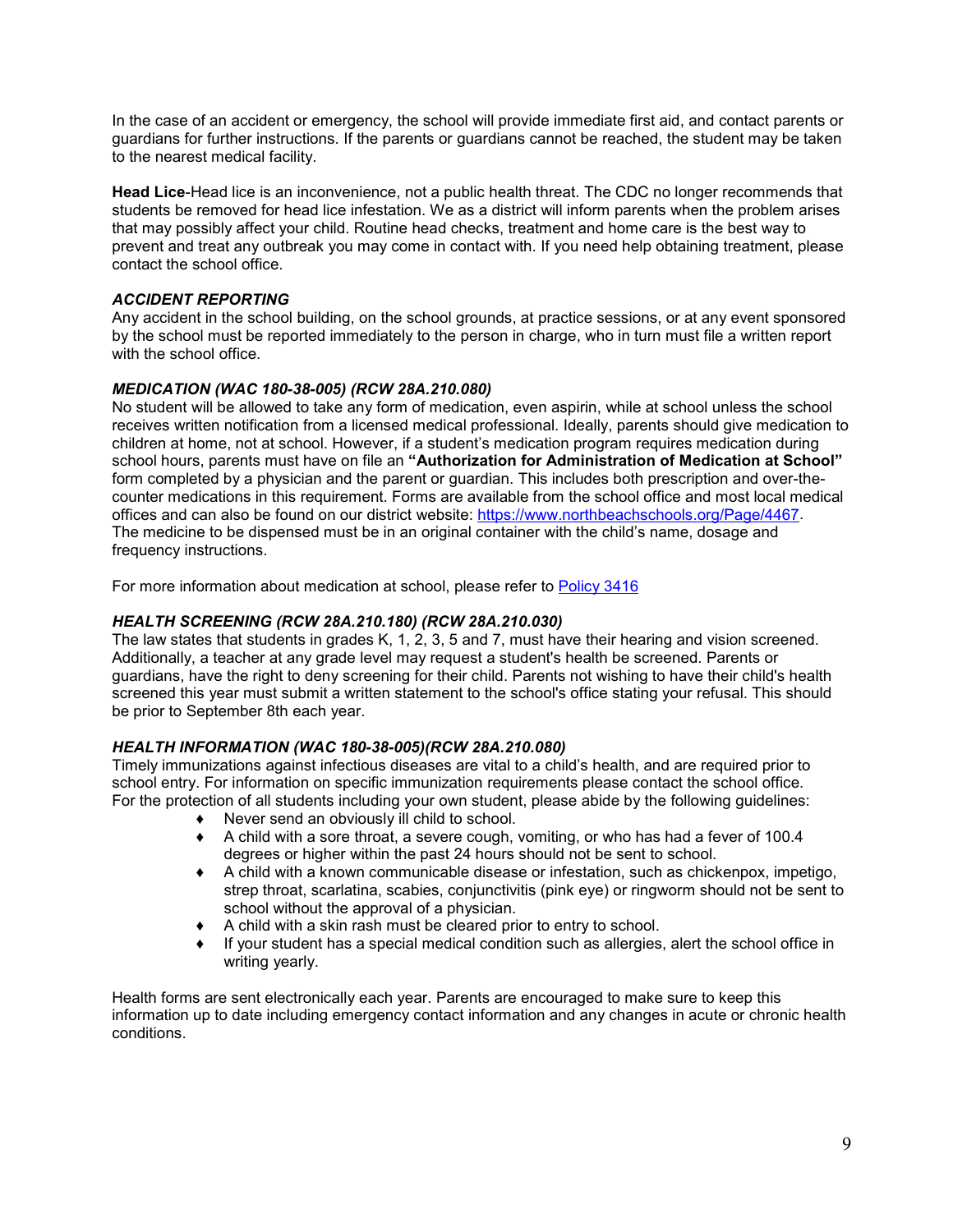In the case of an accident or emergency, the school will provide immediate first aid, and contact parents or guardians for further instructions. If the parents or guardians cannot be reached, the student may be taken to the nearest medical facility.

**Head Lice**-Head lice is an inconvenience, not a public health threat. The CDC no longer recommends that students be removed for head lice infestation. We as a district will inform parents when the problem arises that may possibly affect your child. Routine head checks, treatment and home care is the best way to prevent and treat any outbreak you may come in contact with. If you need help obtaining treatment, please contact the school office.

### *ACCIDENT REPORTING*

Any accident in the school building, on the school grounds, at practice sessions, or at any event sponsored by the school must be reported immediately to the person in charge, who in turn must file a written report with the school office.

### *MEDICATION (WAC 180-38-005) (RCW 28A.210.080)*

No student will be allowed to take any form of medication, even aspirin, while at school unless the school receives written notification from a licensed medical professional. Ideally, parents should give medication to children at home, not at school. However, if a student's medication program requires medication during school hours, parents must have on file an **"Authorization for Administration of Medication at School"** form completed by a physician and the parent or guardian. This includes both prescription and over-the-counter medications in this requirement. Forms are available from the school office and most local medical offices and can also be found on our district website: [https://www.northbeachschools.org/Page/4467](https://www.northbeachschools.org/Page/4467). The medicine to be dispensed must be in an original container with the child's name, dosage and frequency instructions.

For more information about medication at school, please refer to [Policy 3416](#)

### *HEALTH SCREENING (RCW 28A.210.180) (RCW 28A.210.030)*

The law states that students in grades K, 1, 2, 3, 5 and 7, must have their hearing and vision screened. Additionally, a teacher at any grade level may request a student's health be screened. Parents or guardians, have the right to deny screening for their child. Parents not wishing to have their child's health screened this year must submit a written statement to the school's office stating your refusal. This should be prior to September 8th each year.

### *HEALTH INFORMATION (WAC 180-38-005)(RCW 28A.210.080)*

Timely immunizations against infectious diseases are vital to a child's health, and are required prior to school entry. For information on specific immunization requirements please contact the school office. For the protection of all students including your own student, please abide by the following guidelines:

- Never send an obviously ill child to school.
- A child with a sore throat, a severe cough, vomiting, or who has had a fever of 100.4 degrees or higher within the past 24 hours should not be sent to school.
- A child with a known communicable disease or infestation, such as chickenpox, impetigo, strep throat, scarlatina, scabies, conjunctivitis (pink eye) or ringworm should not be sent to school without the approval of a physician.
- A child with a skin rash must be cleared prior to entry to school.
- If your student has a special medical condition such as allergies, alert the school office in writing yearly.

Health forms are sent electronically each year. Parents are encouraged to make sure to keep this information up to date including emergency contact information and any changes in acute or chronic health conditions.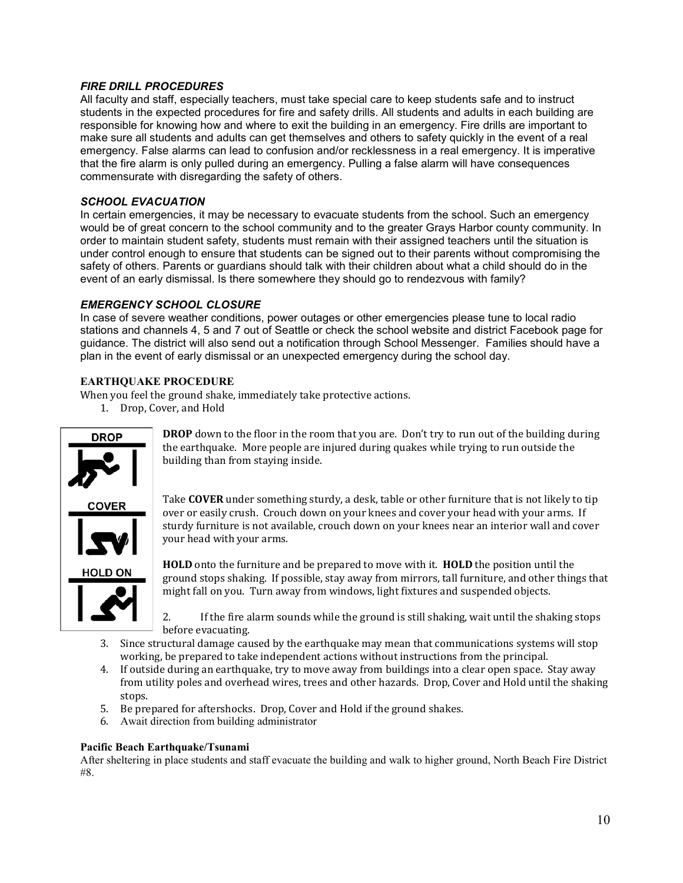### *FIRE DRILL PROCEDURES*

All faculty and staff, especially teachers, must take special care to keep students safe and to instruct students in the expected procedures for fire and safety drills. All students and adults in each building are responsible for knowing how and where to exit the building in an emergency. Fire drills are important to make sure all students and adults can get themselves and others to safety quickly in the event of a real emergency. False alarms can lead to confusion and/or recklessness in a real emergency. It is imperative that the fire alarm is only pulled during an emergency. Pulling a false alarm will have consequences commensurate with disregarding the safety of others.

### *SCHOOL EVACUATION*

In certain emergencies, it may be necessary to evacuate students from the school. Such an emergency would be of great concern to the school community and to the greater Grays Harbor county community. In order to maintain student safety, students must remain with their assigned teachers until the situation is under control enough to ensure that students can be signed out to their parents without compromising the safety of others. Parents or guardians should talk with their children about what a child should do in the event of an early dismissal. Is there somewhere they should go to rendezvous with family?

### *EMERGENCY SCHOOL CLOSURE*

In case of severe weather conditions, power outages or other emergencies please tune to local radio stations and channels 4, 5 and 7 out of Seattle or check the school website and district Facebook page for guidance. The district will also send out a notification through School Messenger. Families should have a plan in the event of early dismissal or an unexpected emergency during the school day.

### EARTHQUAKE PROCEDURE

When you feel the ground shake, immediately take protective actions.

1. Drop, Cover, and Hold

DROP

COVER

HOLD ON

**DROP** down to the floor in the room that you are. Don't try to run out of the building during the earthquake. More people are injured during quakes while trying to run outside the building than from staying inside.

Take **COVER** under something sturdy, a desk, table or other furniture that is not likely to tip over or easily crush. Crouch down on your knees and cover your head with your arms. If sturdy furniture is not available, crouch down on your knees near an interior wall and cover your head with your arms.

**HOLD** onto the furniture and be prepared to move with it. **HOLD** the position until the ground stops shaking. If possible, stay away from mirrors, tall furniture, and other things that might fall on you. Turn away from windows, light fixtures and suspended objects.

2. If the fire alarm sounds while the ground is still shaking, wait until the shaking stops before evacuating.
3. Since structural damage caused by the earthquake may mean that communications systems will stop working, be prepared to take independent actions without instructions from the principal.
4. If outside during an earthquake, try to move away from buildings into a clear open space. Stay away from utility poles and overhead wires, trees and other hazards. Drop, Cover and Hold until the shaking stops.
5. Be prepared for aftershocks. Drop, Cover and Hold if the ground shakes.
6. Await direction from building administrator

### Pacific Beach Earthquake/Tsunami

After sheltering in place students and staff evacuate the building and walk to higher ground, North Beach Fire District #8.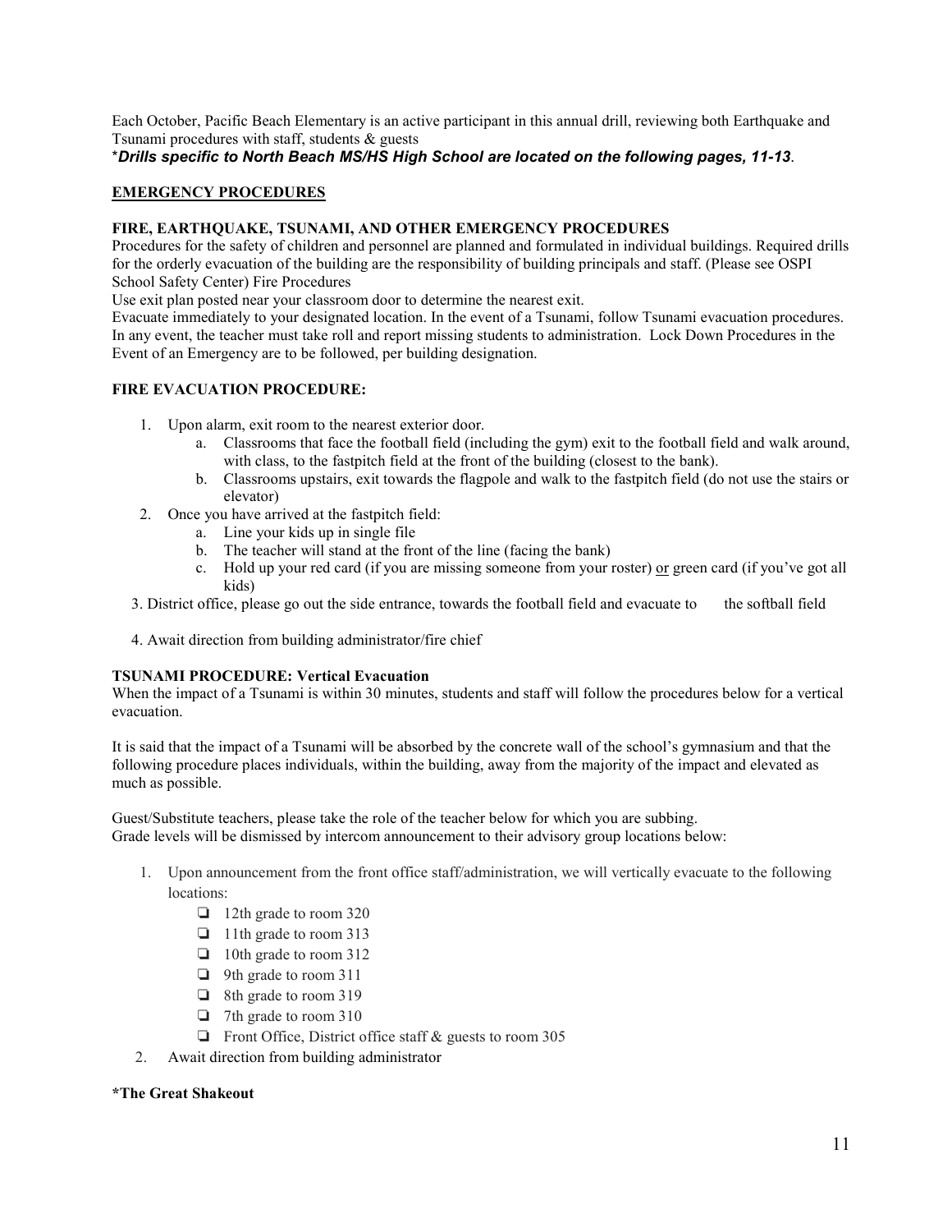Each October, Pacific Beach Elementary is an active participant in this annual drill, reviewing both Earthquake and Tsunami procedures with staff, students & guests

****Drills specific to North Beach MS/HS High School are located on the following pages, 11-13***.

**EMERGENCY PROCEDURES**

**FIRE, EARTHQUAKE, TSUNAMI, AND OTHER EMERGENCY PROCEDURES**

Procedures for the safety of children and personnel are planned and formulated in individual buildings. Required drills for the orderly evacuation of the building are the responsibility of building principals and staff. (Please see OSPI School Safety Center) Fire Procedures

Use exit plan posted near your classroom door to determine the nearest exit.

Evacuate immediately to your designated location. In the event of a Tsunami, follow Tsunami evacuation procedures. In any event, the teacher must take roll and report missing students to administration. Lock Down Procedures in the Event of an Emergency are to be followed, per building designation.

**FIRE EVACUATION PROCEDURE:**

1. Upon alarm, exit room to the nearest exterior door.
   a. Classrooms that face the football field (including the gym) exit to the football field and walk around, with class, to the fastpitch field at the front of the building (closest to the bank).
   b. Classrooms upstairs, exit towards the flagpole and walk to the fastpitch field (do not use the stairs or elevator)
2. Once you have arrived at the fastpitch field:
   a. Line your kids up in single file
   b. The teacher will stand at the front of the line (facing the bank)
   c. Hold up your red card (if you are missing someone from your roster) or green card (if you've got all kids)
3. District office, please go out the side entrance, towards the football field and evacuate to the softball field
4. Await direction from building administrator/fire chief

**TSUNAMI PROCEDURE: Vertical Evacuation**

When the impact of a Tsunami is within 30 minutes, students and staff will follow the procedures below for a vertical evacuation.

It is said that the impact of a Tsunami will be absorbed by the concrete wall of the school's gymnasium and that the following procedure places individuals, within the building, away from the majority of the impact and elevated as much as possible.

Guest/Substitute teachers, please take the role of the teacher below for which you are subbing.

Grade levels will be dismissed by intercom announcement to their advisory group locations below:

1. Upon announcement from the front office staff/administration, we will vertically evacuate to the following locations:
   - ❏ 12th grade to room 320
   - ❏ 11th grade to room 313
   - ❏ 10th grade to room 312
   - ❏ 9th grade to room 311
   - ❏ 8th grade to room 319
   - ❏ 7th grade to room 310
   - ❏ Front Office, District office staff & guests to room 305
2. Await direction from building administrator

***The Great Shakeout**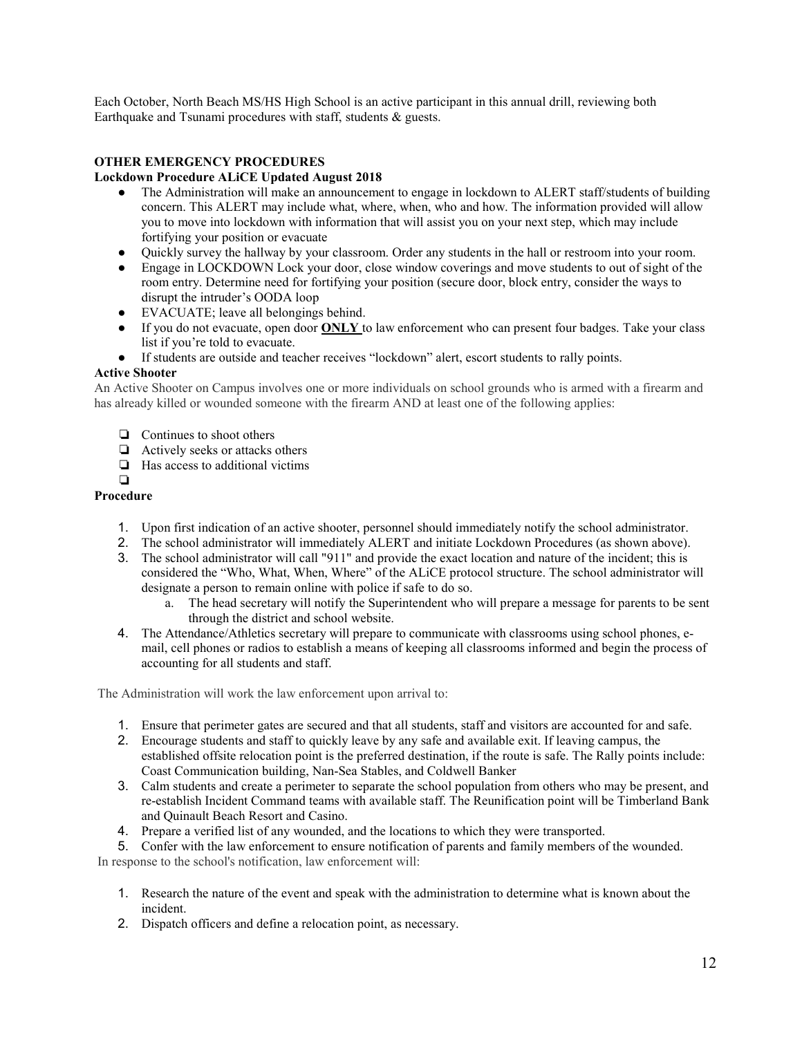Each October, North Beach MS/HS High School is an active participant in this annual drill, reviewing both Earthquake and Tsunami procedures with staff, students & guests.

**OTHER EMERGENCY PROCEDURES**

**Lockdown Procedure ALiCE Updated August 2018**

- The Administration will make an announcement to engage in lockdown to ALERT staff/students of building concern. This ALERT may include what, where, when, who and how. The information provided will allow you to move into lockdown with information that will assist you on your next step, which may include fortifying your position or evacuate
- Quickly survey the hallway by your classroom. Order any students in the hall or restroom into your room.
- Engage in LOCKDOWN Lock your door, close window coverings and move students to out of sight of the room entry. Determine need for fortifying your position (secure door, block entry, consider the ways to disrupt the intruder's OODA loop
- EVACUATE; leave all belongings behind.
- If you do not evacuate, open door **ONLY** to law enforcement who can present four badges. Take your class list if you're told to evacuate.
- If students are outside and teacher receives "lockdown" alert, escort students to rally points.

**Active Shooter**

An Active Shooter on Campus involves one or more individuals on school grounds who is armed with a firearm and has already killed or wounded someone with the firearm AND at least one of the following applies:

- ❏ Continues to shoot others
- ❏ Actively seeks or attacks others
- ❏ Has access to additional victims
- ❏

**Procedure**

1. Upon first indication of an active shooter, personnel should immediately notify the school administrator.
2. The school administrator will immediately ALERT and initiate Lockdown Procedures (as shown above).
3. The school administrator will call "911" and provide the exact location and nature of the incident; this is considered the "Who, What, When, Where" of the ALiCE protocol structure. The school administrator will designate a person to remain online with police if safe to do so.
   a. The head secretary will notify the Superintendent who will prepare a message for parents to be sent through the district and school website.
4. The Attendance/Athletics secretary will prepare to communicate with classrooms using school phones, e-mail, cell phones or radios to establish a means of keeping all classrooms informed and begin the process of accounting for all students and staff.

The Administration will work the law enforcement upon arrival to:

1. Ensure that perimeter gates are secured and that all students, staff and visitors are accounted for and safe.
2. Encourage students and staff to quickly leave by any safe and available exit. If leaving campus, the established offsite relocation point is the preferred destination, if the route is safe. The Rally points include: Coast Communication building, Nan-Sea Stables, and Coldwell Banker
3. Calm students and create a perimeter to separate the school population from others who may be present, and re-establish Incident Command teams with available staff. The Reunification point will be Timberland Bank and Quinault Beach Resort and Casino.
4. Prepare a verified list of any wounded, and the locations to which they were transported.
5. Confer with the law enforcement to ensure notification of parents and family members of the wounded.

In response to the school's notification, law enforcement will:

1. Research the nature of the event and speak with the administration to determine what is known about the incident.
2. Dispatch officers and define a relocation point, as necessary.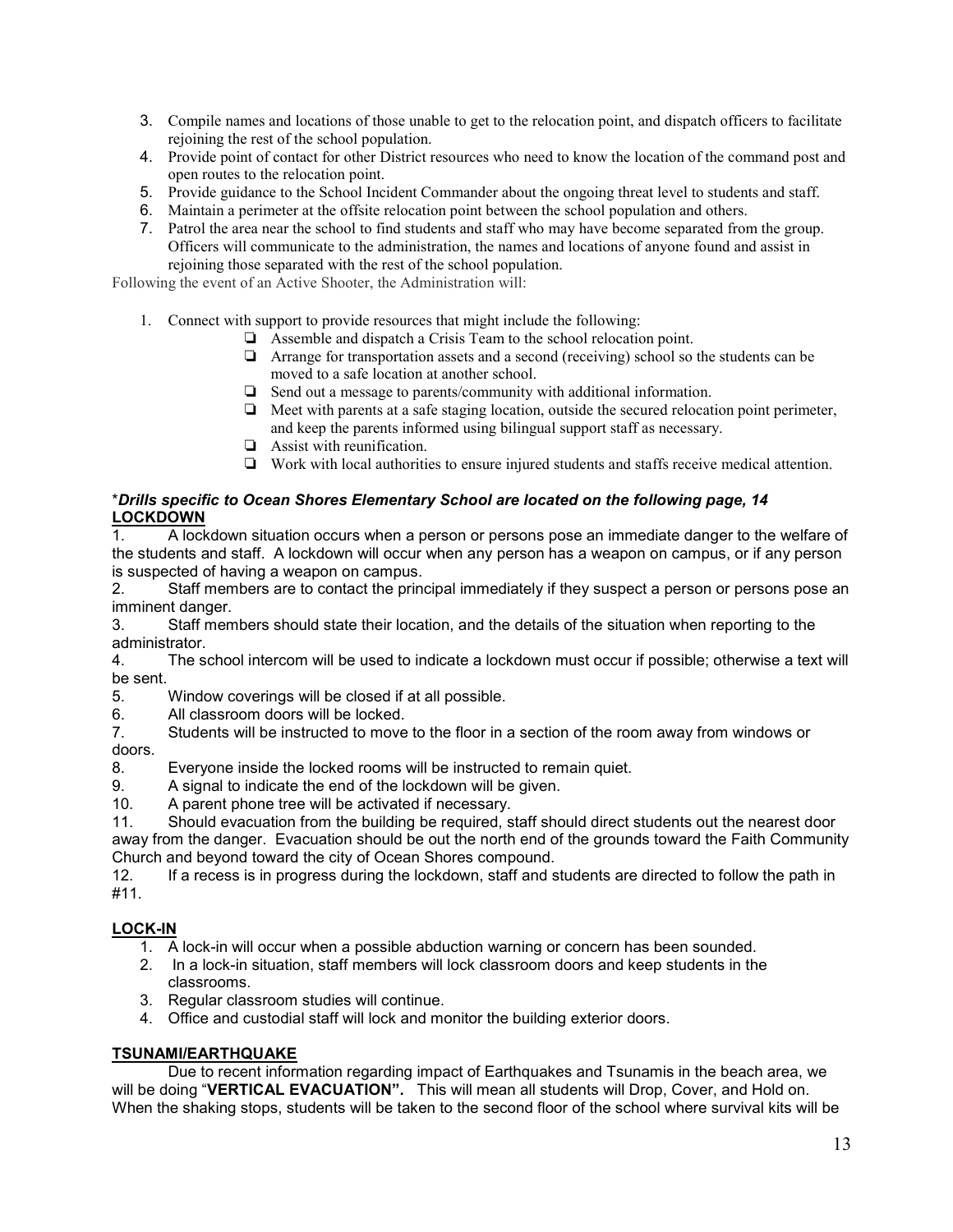3. Compile names and locations of those unable to get to the relocation point, and dispatch officers to facilitate rejoining the rest of the school population.
4. Provide point of contact for other District resources who need to know the location of the command post and open routes to the relocation point.
5. Provide guidance to the School Incident Commander about the ongoing threat level to students and staff.
6. Maintain a perimeter at the offsite relocation point between the school population and others.
7. Patrol the area near the school to find students and staff who may have become separated from the group. Officers will communicate to the administration, the names and locations of anyone found and assist in rejoining those separated with the rest of the school population.

Following the event of an Active Shooter, the Administration will:

1. Connect with support to provide resources that might include the following:
   - ❏ Assemble and dispatch a Crisis Team to the school relocation point.
   - ❏ Arrange for transportation assets and a second (receiving) school so the students can be moved to a safe location at another school.
   - ❏ Send out a message to parents/community with additional information.
   - ❏ Meet with parents at a safe staging location, outside the secured relocation point perimeter, and keep the parents informed using bilingual support staff as necessary.
   - ❏ Assist with reunification.
   - ❏ Work with local authorities to ensure injured students and staffs receive medical attention.

****Drills specific to Ocean Shores Elementary School are located on the following page, 14***

## LOCKDOWN

1. A lockdown situation occurs when a person or persons pose an immediate danger to the welfare of the students and staff. A lockdown will occur when any person has a weapon on campus, or if any person is suspected of having a weapon on campus.
2. Staff members are to contact the principal immediately if they suspect a person or persons pose an imminent danger.
3. Staff members should state their location, and the details of the situation when reporting to the administrator.
4. The school intercom will be used to indicate a lockdown must occur if possible; otherwise a text will be sent.
5. Window coverings will be closed if at all possible.
6. All classroom doors will be locked.
7. Students will be instructed to move to the floor in a section of the room away from windows or doors.
8. Everyone inside the locked rooms will be instructed to remain quiet.
9. A signal to indicate the end of the lockdown will be given.
10. A parent phone tree will be activated if necessary.
11. Should evacuation from the building be required, staff should direct students out the nearest door away from the danger. Evacuation should be out the north end of the grounds toward the Faith Community Church and beyond toward the city of Ocean Shores compound.
12. If a recess is in progress during the lockdown, staff and students are directed to follow the path in #11.

## LOCK-IN

1. A lock-in will occur when a possible abduction warning or concern has been sounded.
2. In a lock-in situation, staff members will lock classroom doors and keep students in the classrooms.
3. Regular classroom studies will continue.
4. Office and custodial staff will lock and monitor the building exterior doors.

## TSUNAMI/EARTHQUAKE

Due to recent information regarding impact of Earthquakes and Tsunamis in the beach area, we will be doing "**VERTICAL EVACUATION".** This will mean all students will Drop, Cover, and Hold on. When the shaking stops, students will be taken to the second floor of the school where survival kits will be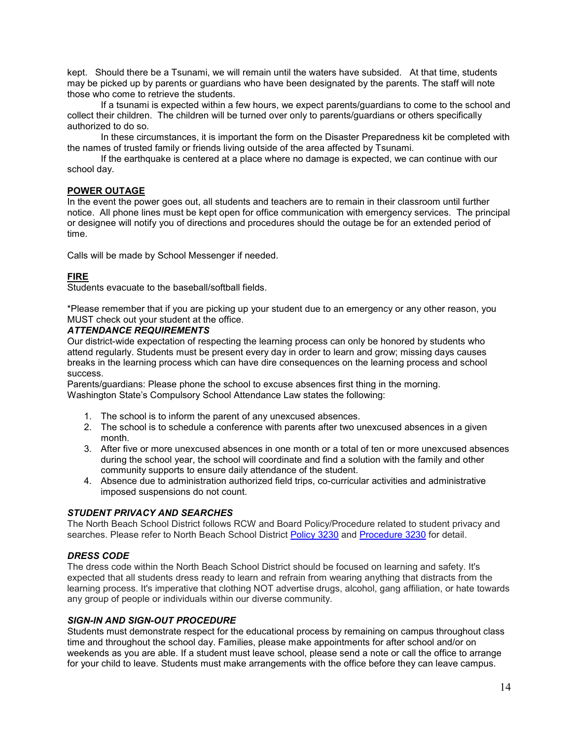kept. Should there be a Tsunami, we will remain until the waters have subsided. At that time, students may be picked up by parents or guardians who have been designated by the parents. The staff will note those who come to retrieve the students.

If a tsunami is expected within a few hours, we expect parents/guardians to come to the school and collect their children. The children will be turned over only to parents/guardians or others specifically authorized to do so.

In these circumstances, it is important the form on the Disaster Preparedness kit be completed with the names of trusted family or friends living outside of the area affected by Tsunami.

If the earthquake is centered at a place where no damage is expected, we can continue with our school day.

**POWER OUTAGE**

In the event the power goes out, all students and teachers are to remain in their classroom until further notice. All phone lines must be kept open for office communication with emergency services. The principal or designee will notify you of directions and procedures should the outage be for an extended period of time.

Calls will be made by School Messenger if needed.

**FIRE**

Students evacuate to the baseball/softball fields.

*Please remember that if you are picking up your student due to an emergency or any other reason, you MUST check out your student at the office.

### *ATTENDANCE REQUIREMENTS*

Our district-wide expectation of respecting the learning process can only be honored by students who attend regularly. Students must be present every day in order to learn and grow; missing days causes breaks in the learning process which can have dire consequences on the learning process and school success.

Parents/guardians: Please phone the school to excuse absences first thing in the morning.
Washington State's Compulsory School Attendance Law states the following:

1. The school is to inform the parent of any unexcused absences.
2. The school is to schedule a conference with parents after two unexcused absences in a given month.
3. After five or more unexcused absences in one month or a total of ten or more unexcused absences during the school year, the school will coordinate and find a solution with the family and other community supports to ensure daily attendance of the student.
4. Absence due to administration authorized field trips, co-curricular activities and administrative imposed suspensions do not count.

### *STUDENT PRIVACY AND SEARCHES*

The North Beach School District follows RCW and Board Policy/Procedure related to student privacy and searches. Please refer to North Beach School District Policy 3230 and Procedure 3230 for detail.

### *DRESS CODE*

The dress code within the North Beach School District should be focused on learning and safety. It's expected that all students dress ready to learn and refrain from wearing anything that distracts from the learning process. It's imperative that clothing NOT advertise drugs, alcohol, gang affiliation, or hate towards any group of people or individuals within our diverse community.

### *SIGN-IN AND SIGN-OUT PROCEDURE*

Students must demonstrate respect for the educational process by remaining on campus throughout class time and throughout the school day. Families, please make appointments for after school and/or on weekends as you are able. If a student must leave school, please send a note or call the office to arrange for your child to leave. Students must make arrangements with the office before they can leave campus.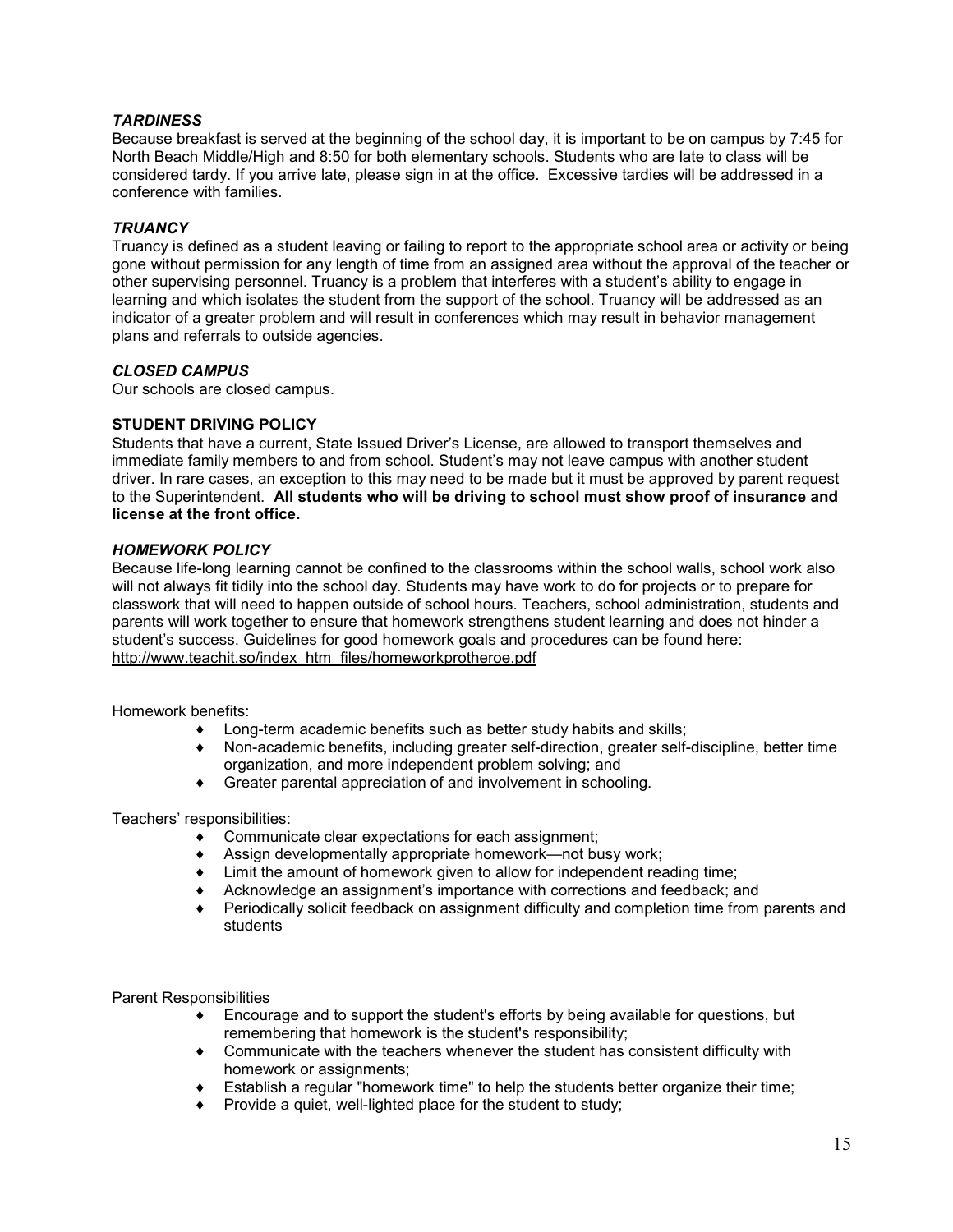### *TARDINESS*

Because breakfast is served at the beginning of the school day, it is important to be on campus by 7:45 for North Beach Middle/High and 8:50 for both elementary schools. Students who are late to class will be considered tardy. If you arrive late, please sign in at the office. Excessive tardies will be addressed in a conference with families.

### *TRUANCY*

Truancy is defined as a student leaving or failing to report to the appropriate school area or activity or being gone without permission for any length of time from an assigned area without the approval of the teacher or other supervising personnel. Truancy is a problem that interferes with a student's ability to engage in learning and which isolates the student from the support of the school. Truancy will be addressed as an indicator of a greater problem and will result in conferences which may result in behavior management plans and referrals to outside agencies.

### *CLOSED CAMPUS*

Our schools are closed campus.

### STUDENT DRIVING POLICY

Students that have a current, State Issued Driver's License, are allowed to transport themselves and immediate family members to and from school. Student's may not leave campus with another student driver. In rare cases, an exception to this may need to be made but it must be approved by parent request to the Superintendent. **All students who will be driving to school must show proof of insurance and license at the front office.**

### *HOMEWORK POLICY*

Because life-long learning cannot be confined to the classrooms within the school walls, school work also will not always fit tidily into the school day. Students may have work to do for projects or to prepare for classwork that will need to happen outside of school hours. Teachers, school administration, students and parents will work together to ensure that homework strengthens student learning and does not hinder a student's success. Guidelines for good homework goals and procedures can be found here: http://www.teachit.so/index_htm_files/homeworkprotheroe.pdf

Homework benefits:

- Long-term academic benefits such as better study habits and skills;
- Non-academic benefits, including greater self-direction, greater self-discipline, better time organization, and more independent problem solving; and
- Greater parental appreciation of and involvement in schooling.

Teachers' responsibilities:

- Communicate clear expectations for each assignment;
- Assign developmentally appropriate homework—not busy work;
- Limit the amount of homework given to allow for independent reading time;
- Acknowledge an assignment's importance with corrections and feedback; and
- Periodically solicit feedback on assignment difficulty and completion time from parents and students

Parent Responsibilities

- Encourage and to support the student's efforts by being available for questions, but remembering that homework is the student's responsibility;
- Communicate with the teachers whenever the student has consistent difficulty with homework or assignments;
- Establish a regular "homework time" to help the students better organize their time;
- Provide a quiet, well-lighted place for the student to study;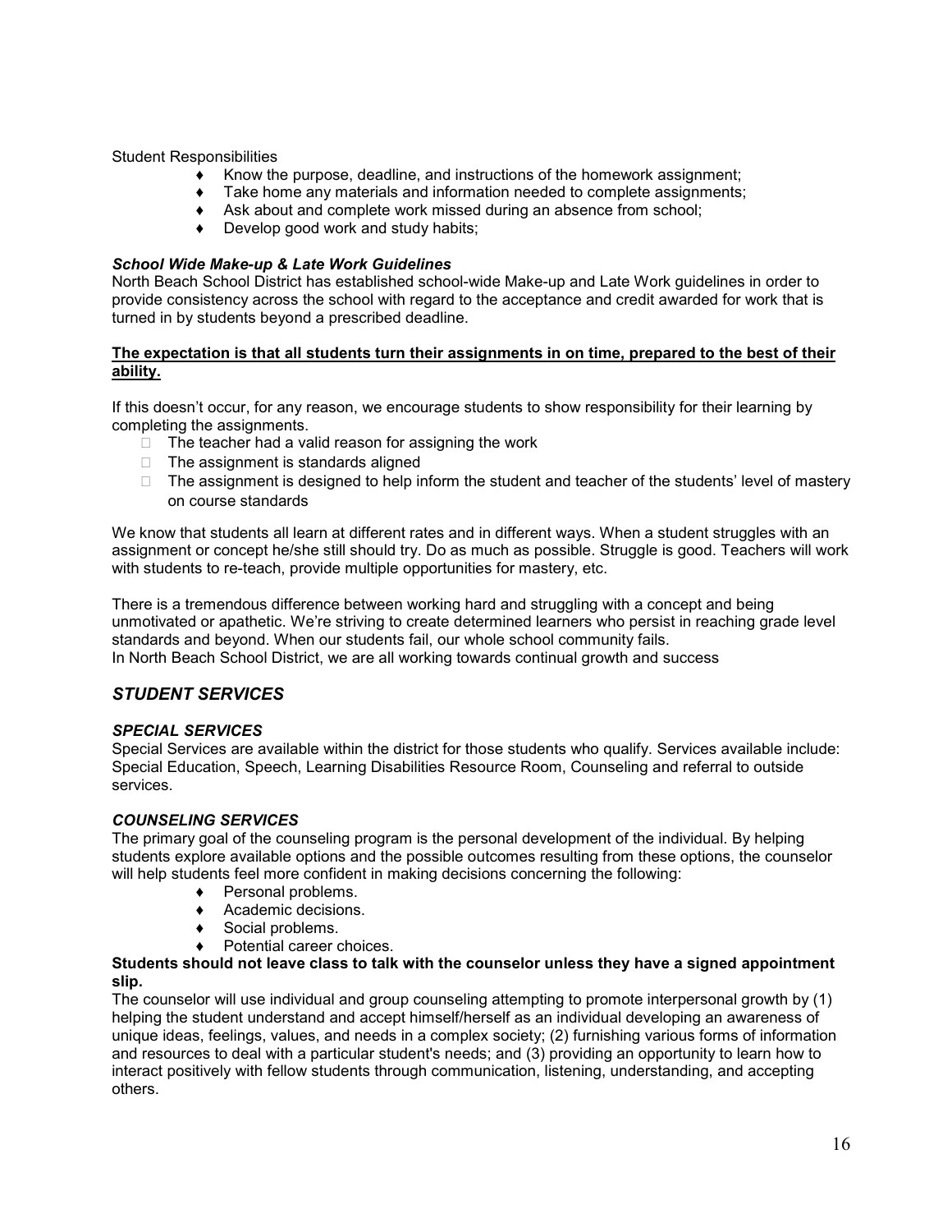Student Responsibilities

- Know the purpose, deadline, and instructions of the homework assignment;
- Take home any materials and information needed to complete assignments;
- Ask about and complete work missed during an absence from school;
- Develop good work and study habits;

### *School Wide Make-up & Late Work Guidelines*

North Beach School District has established school-wide Make-up and Late Work guidelines in order to provide consistency across the school with regard to the acceptance and credit awarded for work that is turned in by students beyond a prescribed deadline.

**The expectation is that all students turn their assignments in on time, prepared to the best of their ability.**

If this doesn't occur, for any reason, we encourage students to show responsibility for their learning by completing the assignments.

- The teacher had a valid reason for assigning the work
- The assignment is standards aligned
- The assignment is designed to help inform the student and teacher of the students' level of mastery on course standards

We know that students all learn at different rates and in different ways. When a student struggles with an assignment or concept he/she still should try. Do as much as possible. Struggle is good. Teachers will work with students to re-teach, provide multiple opportunities for mastery, etc.

There is a tremendous difference between working hard and struggling with a concept and being unmotivated or apathetic. We're striving to create determined learners who persist in reaching grade level standards and beyond. When our students fail, our whole school community fails.
In North Beach School District, we are all working towards continual growth and success

## *STUDENT SERVICES*

### *SPECIAL SERVICES*

Special Services are available within the district for those students who qualify. Services available include: Special Education, Speech, Learning Disabilities Resource Room, Counseling and referral to outside services.

### *COUNSELING SERVICES*

The primary goal of the counseling program is the personal development of the individual. By helping students explore available options and the possible outcomes resulting from these options, the counselor will help students feel more confident in making decisions concerning the following:

- Personal problems.
- Academic decisions.
- Social problems.
- Potential career choices.

**Students should not leave class to talk with the counselor unless they have a signed appointment slip.**

The counselor will use individual and group counseling attempting to promote interpersonal growth by (1) helping the student understand and accept himself/herself as an individual developing an awareness of unique ideas, feelings, values, and needs in a complex society; (2) furnishing various forms of information and resources to deal with a particular student's needs; and (3) providing an opportunity to learn how to interact positively with fellow students through communication, listening, understanding, and accepting others.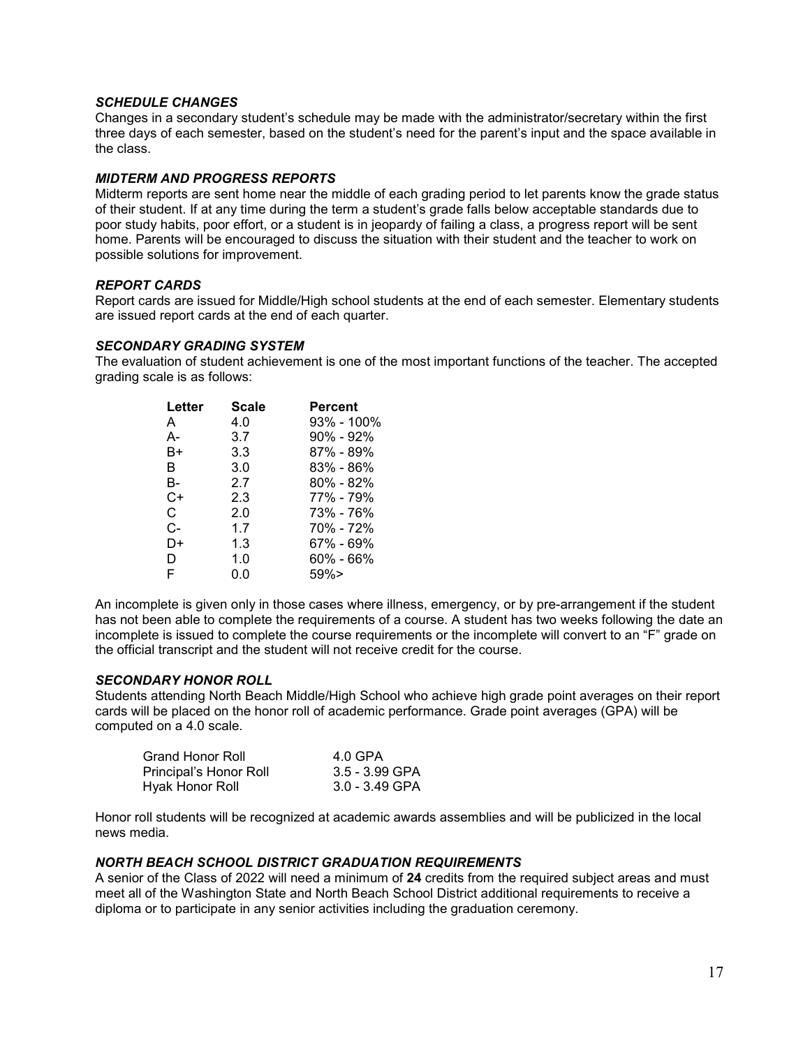### *SCHEDULE CHANGES*

Changes in a secondary student's schedule may be made with the administrator/secretary within the first three days of each semester, based on the student's need for the parent's input and the space available in the class.

### *MIDTERM AND PROGRESS REPORTS*

Midterm reports are sent home near the middle of each grading period to let parents know the grade status of their student. If at any time during the term a student's grade falls below acceptable standards due to poor study habits, poor effort, or a student is in jeopardy of failing a class, a progress report will be sent home. Parents will be encouraged to discuss the situation with their student and the teacher to work on possible solutions for improvement.

### *REPORT CARDS*

Report cards are issued for Middle/High school students at the end of each semester. Elementary students are issued report cards at the end of each quarter.

### *SECONDARY GRADING SYSTEM*

The evaluation of student achievement is one of the most important functions of the teacher. The accepted grading scale is as follows:

| Letter | Scale | Percent |
|---|---|---|
| A | 4.0 | 93% - 100% |
| A- | 3.7 | 90% - 92% |
| B+ | 3.3 | 87% - 89% |
| B | 3.0 | 83% - 86% |
| B- | 2.7 | 80% - 82% |
| C+ | 2.3 | 77% - 79% |
| C | 2.0 | 73% - 76% |
| C- | 1.7 | 70% - 72% |
| D+ | 1.3 | 67% - 69% |
| D | 1.0 | 60% - 66% |
| F | 0.0 | 59%> |

An incomplete is given only in those cases where illness, emergency, or by pre-arrangement if the student has not been able to complete the requirements of a course. A student has two weeks following the date an incomplete is issued to complete the course requirements or the incomplete will convert to an "F" grade on the official transcript and the student will not receive credit for the course.

### *SECONDARY HONOR ROLL*

Students attending North Beach Middle/High School who achieve high grade point averages on their report cards will be placed on the honor roll of academic performance. Grade point averages (GPA) will be computed on a 4.0 scale.

| | |
|---|---|
| Grand Honor Roll | 4.0 GPA |
| Principal's Honor Roll | 3.5 - 3.99 GPA |
| Hyak Honor Roll | 3.0 - 3.49 GPA |

Honor roll students will be recognized at academic awards assemblies and will be publicized in the local news media.

### *NORTH BEACH SCHOOL DISTRICT GRADUATION REQUIREMENTS*

A senior of the Class of 2022 will need a minimum of **24** credits from the required subject areas and must meet all of the Washington State and North Beach School District additional requirements to receive a diploma or to participate in any senior activities including the graduation ceremony.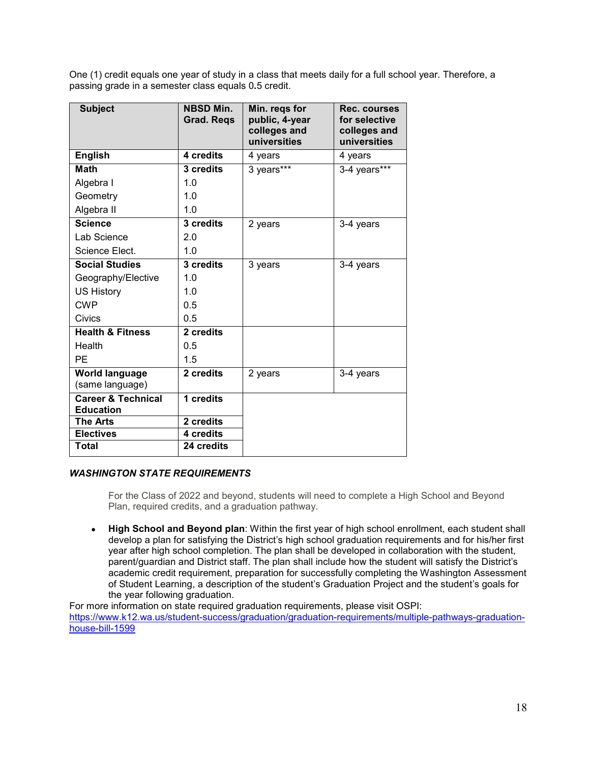One (1) credit equals one year of study in a class that meets daily for a full school year. Therefore, a passing grade in a semester class equals 0.5 credit.

| Subject | NBSD Min. Grad. Reqs | Min. reqs for public, 4-year colleges and universities | Rec. courses for selective colleges and universities |
|---|---|---|---|
| **English** | **4 credits** | 4 years | 4 years |
| **Math** | **3 credits** | 3 years*** | 3-4 years*** |
| Algebra I | 1.0 | | |
| Geometry | 1.0 | | |
| Algebra II | 1.0 | | |
| **Science** | **3 credits** | 2 years | 3-4 years |
| Lab Science | 2.0 | | |
| Science Elect. | 1.0 | | |
| **Social Studies** | **3 credits** | 3 years | 3-4 years |
| Geography/Elective | 1.0 | | |
| US History | 1.0 | | |
| CWP | 0.5 | | |
| Civics | 0.5 | | |
| **Health & Fitness** | **2 credits** | | |
| Health | 0.5 | | |
| PE | 1.5 | | |
| **World language** (same language) | **2 credits** | 2 years | 3-4 years |
| **Career & Technical Education** | **1 credits** | | |
| **The Arts** | **2 credits** | | |
| **Electives** | **4 credits** | | |
| **Total** | **24 credits** | | |

### *WASHINGTON STATE REQUIREMENTS*

For the Class of 2022 and beyond, students will need to complete a High School and Beyond Plan, required credits, and a graduation pathway.

- **High School and Beyond plan**: Within the first year of high school enrollment, each student shall develop a plan for satisfying the District's high school graduation requirements and for his/her first year after high school completion. The plan shall be developed in collaboration with the student, parent/guardian and District staff. The plan shall include how the student will satisfy the District's academic credit requirement, preparation for successfully completing the Washington Assessment of Student Learning, a description of the student's Graduation Project and the student's goals for the year following graduation.

For more information on state required graduation requirements, please visit OSPI: [https://www.k12.wa.us/student-success/graduation/graduation-requirements/multiple-pathways-graduation-house-bill-1599](https://www.k12.wa.us/student-success/graduation/graduation-requirements/multiple-pathways-graduation-house-bill-1599)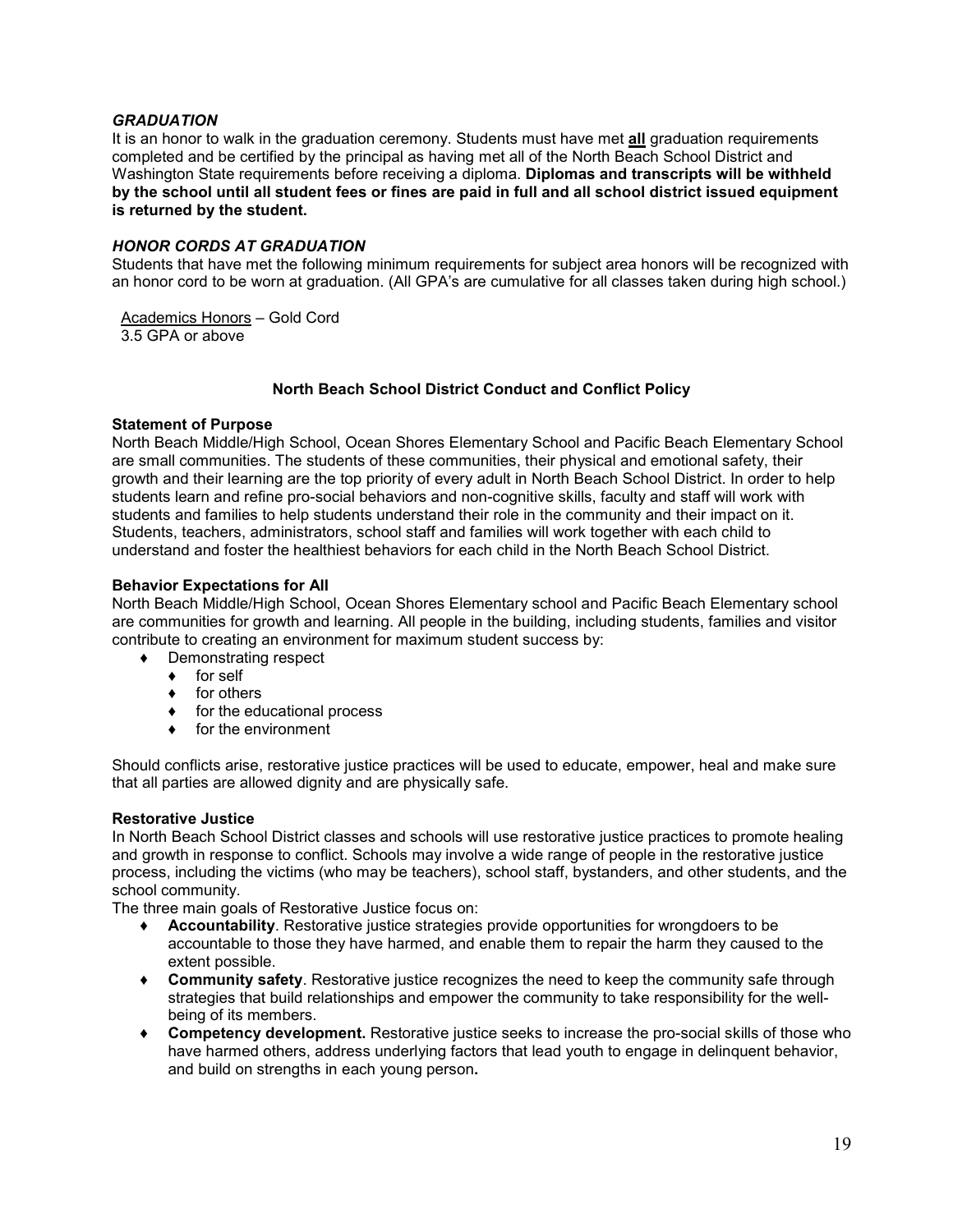### *GRADUATION*

It is an honor to walk in the graduation ceremony. Students must have met **all** graduation requirements completed and be certified by the principal as having met all of the North Beach School District and Washington State requirements before receiving a diploma. **Diplomas and transcripts will be withheld by the school until all student fees or fines are paid in full and all school district issued equipment is returned by the student.**

### *HONOR CORDS AT GRADUATION*

Students that have met the following minimum requirements for subject area honors will be recognized with an honor cord to be worn at graduation. (All GPA's are cumulative for all classes taken during high school.)

Academics Honors – Gold Cord
3.5 GPA or above

## North Beach School District Conduct and Conflict Policy

### Statement of Purpose

North Beach Middle/High School, Ocean Shores Elementary School and Pacific Beach Elementary School are small communities. The students of these communities, their physical and emotional safety, their growth and their learning are the top priority of every adult in North Beach School District. In order to help students learn and refine pro-social behaviors and non-cognitive skills, faculty and staff will work with students and families to help students understand their role in the community and their impact on it. Students, teachers, administrators, school staff and families will work together with each child to understand and foster the healthiest behaviors for each child in the North Beach School District.

### Behavior Expectations for All

North Beach Middle/High School, Ocean Shores Elementary school and Pacific Beach Elementary school are communities for growth and learning. All people in the building, including students, families and visitor contribute to creating an environment for maximum student success by:

- Demonstrating respect
  - for self
  - for others
  - for the educational process
  - for the environment

Should conflicts arise, restorative justice practices will be used to educate, empower, heal and make sure that all parties are allowed dignity and are physically safe.

### Restorative Justice

In North Beach School District classes and schools will use restorative justice practices to promote healing and growth in response to conflict. Schools may involve a wide range of people in the restorative justice process, including the victims (who may be teachers), school staff, bystanders, and other students, and the school community.

The three main goals of Restorative Justice focus on:

- **Accountability**. Restorative justice strategies provide opportunities for wrongdoers to be accountable to those they have harmed, and enable them to repair the harm they caused to the extent possible.
- **Community safety**. Restorative justice recognizes the need to keep the community safe through strategies that build relationships and empower the community to take responsibility for the well-being of its members.
- **Competency development.** Restorative justice seeks to increase the pro-social skills of those who have harmed others, address underlying factors that lead youth to engage in delinquent behavior, and build on strengths in each young person**.**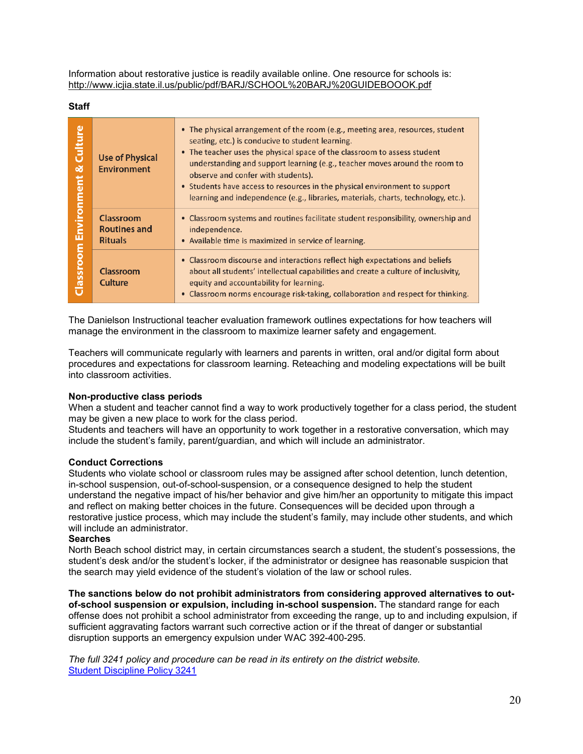Information about restorative justice is readily available online. One resource for schools is: http://www.icjia.state.il.us/public/pdf/BARJ/SCHOOL%20BARJ%20GUIDEBOOOK.pdf

**Staff**

| | | |
|---|---|---|
| Classroom Environment & Culture | Use of Physical Environment | • The physical arrangement of the room (e.g., meeting area, resources, student seating, etc.) is conducive to student learning.<br>• The teacher uses the physical space of the classroom to assess student understanding and support learning (e.g., teacher moves around the room to observe and confer with students).<br>• Students have access to resources in the physical environment to support learning and independence (e.g., libraries, materials, charts, technology, etc.). |
| | Classroom Routines and Rituals | • Classroom systems and routines facilitate student responsibility, ownership and independence.<br>• Available time is maximized in service of learning. |
| | Classroom Culture | • Classroom discourse and interactions reflect high expectations and beliefs about all students' intellectual capabilities and create a culture of inclusivity, equity and accountability for learning.<br>• Classroom norms encourage risk-taking, collaboration and respect for thinking. |

The Danielson Instructional teacher evaluation framework outlines expectations for how teachers will manage the environment in the classroom to maximize learner safety and engagement.

Teachers will communicate regularly with learners and parents in written, oral and/or digital form about procedures and expectations for classroom learning. Reteaching and modeling expectations will be built into classroom activities.

**Non-productive class periods**
When a student and teacher cannot find a way to work productively together for a class period, the student may be given a new place to work for the class period.
Students and teachers will have an opportunity to work together in a restorative conversation, which may include the student's family, parent/guardian, and which will include an administrator.

**Conduct Corrections**
Students who violate school or classroom rules may be assigned after school detention, lunch detention, in-school suspension, out-of-school-suspension, or a consequence designed to help the student understand the negative impact of his/her behavior and give him/her an opportunity to mitigate this impact and reflect on making better choices in the future. Consequences will be decided upon through a restorative justice process, which may include the student's family, may include other students, and which will include an administrator.

**Searches**
North Beach school district may, in certain circumstances search a student, the student's possessions, the student's desk and/or the student's locker, if the administrator or designee has reasonable suspicion that the search may yield evidence of the student's violation of the law or school rules.

**The sanctions below do not prohibit administrators from considering approved alternatives to out-of-school suspension or expulsion, including in-school suspension.** The standard range for each offense does not prohibit a school administrator from exceeding the range, up to and including expulsion, if sufficient aggravating factors warrant such corrective action or if the threat of danger or substantial disruption supports an emergency expulsion under WAC 392-400-295.

*The full 3241 policy and procedure can be read in its entirety on the district website.*
Student Discipline Policy 3241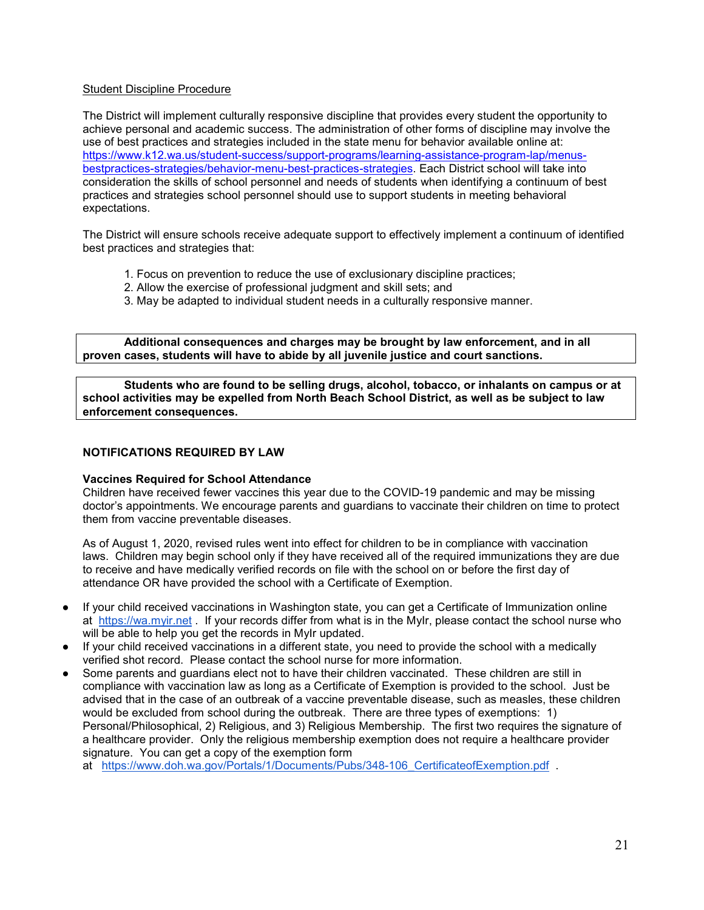Student Discipline Procedure

The District will implement culturally responsive discipline that provides every student the opportunity to achieve personal and academic success. The administration of other forms of discipline may involve the use of best practices and strategies included in the state menu for behavior available online at: https://www.k12.wa.us/student-success/support-programs/learning-assistance-program-lap/menus-bestpractices-strategies/behavior-menu-best-practices-strategies. Each District school will take into consideration the skills of school personnel and needs of students when identifying a continuum of best practices and strategies school personnel should use to support students in meeting behavioral expectations.

The District will ensure schools receive adequate support to effectively implement a continuum of identified best practices and strategies that:

1. Focus on prevention to reduce the use of exclusionary discipline practices;
2. Allow the exercise of professional judgment and skill sets; and
3. May be adapted to individual student needs in a culturally responsive manner.

**Additional consequences and charges may be brought by law enforcement, and in all proven cases, students will have to abide by all juvenile justice and court sanctions.**

**Students who are found to be selling drugs, alcohol, tobacco, or inhalants on campus or at school activities may be expelled from North Beach School District, as well as be subject to law enforcement consequences.**

## NOTIFICATIONS REQUIRED BY LAW

### Vaccines Required for School Attendance

Children have received fewer vaccines this year due to the COVID-19 pandemic and may be missing doctor's appointments. We encourage parents and guardians to vaccinate their children on time to protect them from vaccine preventable diseases.

As of August 1, 2020, revised rules went into effect for children to be in compliance with vaccination laws. Children may begin school only if they have received all of the required immunizations they are due to receive and have medically verified records on file with the school on or before the first day of attendance OR have provided the school with a Certificate of Exemption.

- If your child received vaccinations in Washington state, you can get a Certificate of Immunization online at https://wa.myir.net . If your records differ from what is in the MyIr, please contact the school nurse who will be able to help you get the records in MyIr updated.
- If your child received vaccinations in a different state, you need to provide the school with a medically verified shot record. Please contact the school nurse for more information.
- Some parents and guardians elect not to have their children vaccinated. These children are still in compliance with vaccination law as long as a Certificate of Exemption is provided to the school. Just be advised that in the case of an outbreak of a vaccine preventable disease, such as measles, these children would be excluded from school during the outbreak. There are three types of exemptions: 1) Personal/Philosophical, 2) Religious, and 3) Religious Membership. The first two requires the signature of a healthcare provider. Only the religious membership exemption does not require a healthcare provider signature. You can get a copy of the exemption form at https://www.doh.wa.gov/Portals/1/Documents/Pubs/348-106_CertificateofExemption.pdf .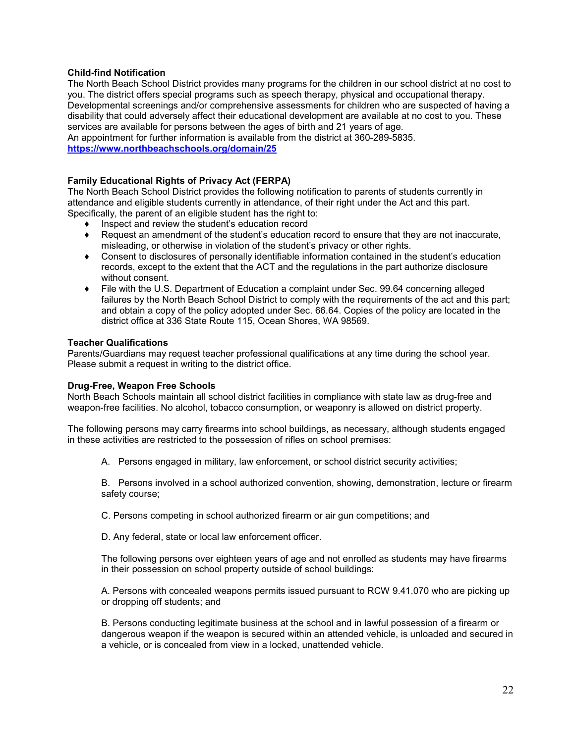**Child-find Notification**

The North Beach School District provides many programs for the children in our school district at no cost to you. The district offers special programs such as speech therapy, physical and occupational therapy. Developmental screenings and/or comprehensive assessments for children who are suspected of having a disability that could adversely affect their educational development are available at no cost to you. These services are available for persons between the ages of birth and 21 years of age.

An appointment for further information is available from the district at 360-289-5835.

**https://www.northbeachschools.org/domain/25**

**Family Educational Rights of Privacy Act (FERPA)**

The North Beach School District provides the following notification to parents of students currently in attendance and eligible students currently in attendance, of their right under the Act and this part. Specifically, the parent of an eligible student has the right to:

- Inspect and review the student's education record
- Request an amendment of the student's education record to ensure that they are not inaccurate, misleading, or otherwise in violation of the student's privacy or other rights.
- Consent to disclosures of personally identifiable information contained in the student's education records, except to the extent that the ACT and the regulations in the part authorize disclosure without consent.
- File with the U.S. Department of Education a complaint under Sec. 99.64 concerning alleged failures by the North Beach School District to comply with the requirements of the act and this part; and obtain a copy of the policy adopted under Sec. 66.64. Copies of the policy are located in the district office at 336 State Route 115, Ocean Shores, WA 98569.

**Teacher Qualifications**

Parents/Guardians may request teacher professional qualifications at any time during the school year. Please submit a request in writing to the district office.

**Drug-Free, Weapon Free Schools**

North Beach Schools maintain all school district facilities in compliance with state law as drug-free and weapon-free facilities. No alcohol, tobacco consumption, or weaponry is allowed on district property.

The following persons may carry firearms into school buildings, as necessary, although students engaged in these activities are restricted to the possession of rifles on school premises:

A. Persons engaged in military, law enforcement, or school district security activities;

B. Persons involved in a school authorized convention, showing, demonstration, lecture or firearm safety course;

C. Persons competing in school authorized firearm or air gun competitions; and

D. Any federal, state or local law enforcement officer.

The following persons over eighteen years of age and not enrolled as students may have firearms in their possession on school property outside of school buildings:

A. Persons with concealed weapons permits issued pursuant to RCW 9.41.070 who are picking up or dropping off students; and

B. Persons conducting legitimate business at the school and in lawful possession of a firearm or dangerous weapon if the weapon is secured within an attended vehicle, is unloaded and secured in a vehicle, or is concealed from view in a locked, unattended vehicle.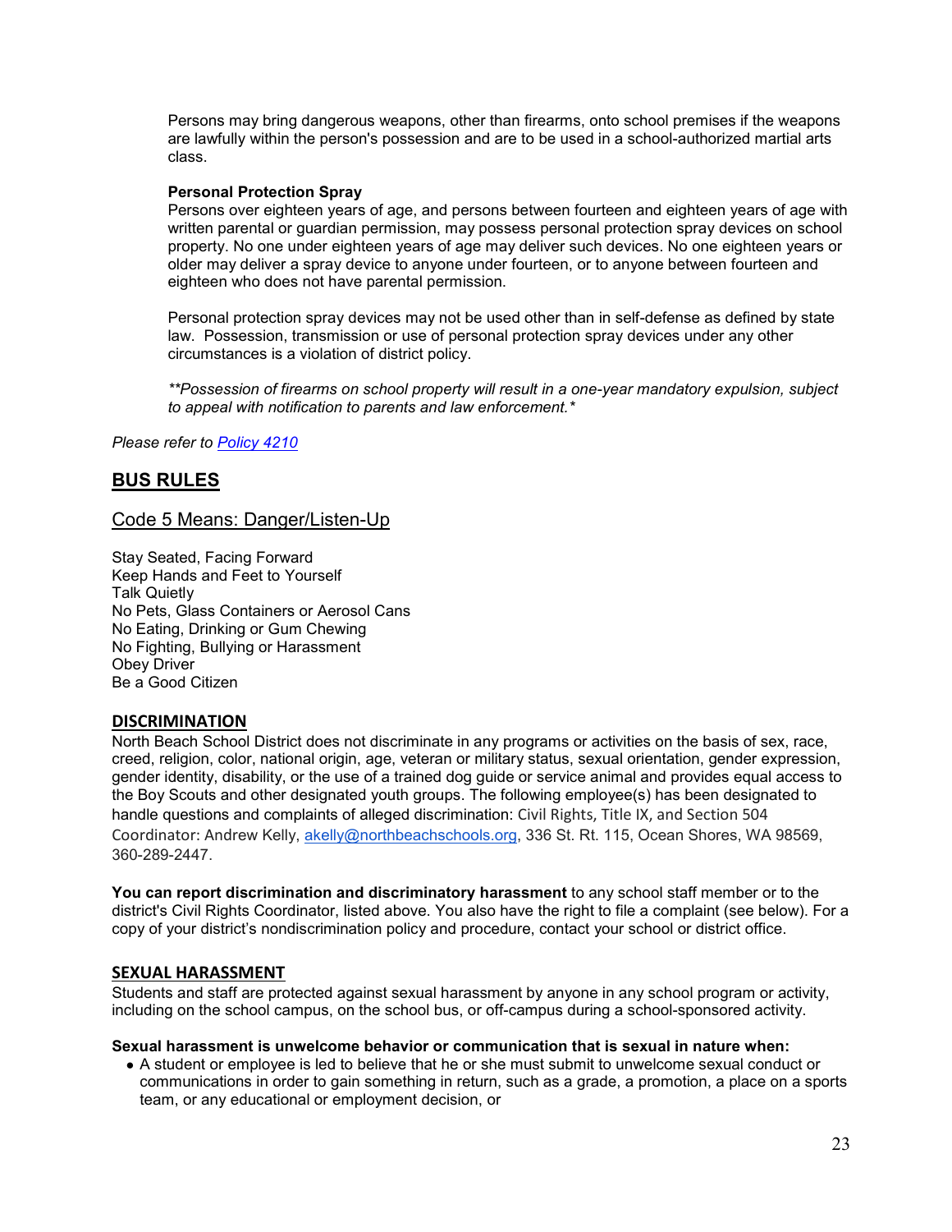Persons may bring dangerous weapons, other than firearms, onto school premises if the weapons are lawfully within the person's possession and are to be used in a school-authorized martial arts class.

**Personal Protection Spray**
Persons over eighteen years of age, and persons between fourteen and eighteen years of age with written parental or guardian permission, may possess personal protection spray devices on school property. No one under eighteen years of age may deliver such devices. No one eighteen years or older may deliver a spray device to anyone under fourteen, or to anyone between fourteen and eighteen who does not have parental permission.

Personal protection spray devices may not be used other than in self-defense as defined by state law. Possession, transmission or use of personal protection spray devices under any other circumstances is a violation of district policy.

*\*\*Possession of firearms on school property will result in a one-year mandatory expulsion, subject to appeal with notification to parents and law enforcement.\**

*Please refer to [Policy 4210]()*

## BUS RULES

### Code 5 Means: Danger/Listen-Up

Stay Seated, Facing Forward
Keep Hands and Feet to Yourself
Talk Quietly
No Pets, Glass Containers or Aerosol Cans
No Eating, Drinking or Gum Chewing
No Fighting, Bullying or Harassment
Obey Driver
Be a Good Citizen

### DISCRIMINATION

North Beach School District does not discriminate in any programs or activities on the basis of sex, race, creed, religion, color, national origin, age, veteran or military status, sexual orientation, gender expression, gender identity, disability, or the use of a trained dog guide or service animal and provides equal access to the Boy Scouts and other designated youth groups. The following employee(s) has been designated to handle questions and complaints of alleged discrimination: Civil Rights, Title IX, and Section 504 Coordinator: Andrew Kelly, akelly@northbeachschools.org, 336 St. Rt. 115, Ocean Shores, WA 98569, 360-289-2447.

**You can report discrimination and discriminatory harassment** to any school staff member or to the district's Civil Rights Coordinator, listed above. You also have the right to file a complaint (see below). For a copy of your district's nondiscrimination policy and procedure, contact your school or district office.

### SEXUAL HARASSMENT

Students and staff are protected against sexual harassment by anyone in any school program or activity, including on the school campus, on the school bus, or off-campus during a school-sponsored activity.

**Sexual harassment is unwelcome behavior or communication that is sexual in nature when:**

- A student or employee is led to believe that he or she must submit to unwelcome sexual conduct or communications in order to gain something in return, such as a grade, a promotion, a place on a sports team, or any educational or employment decision, or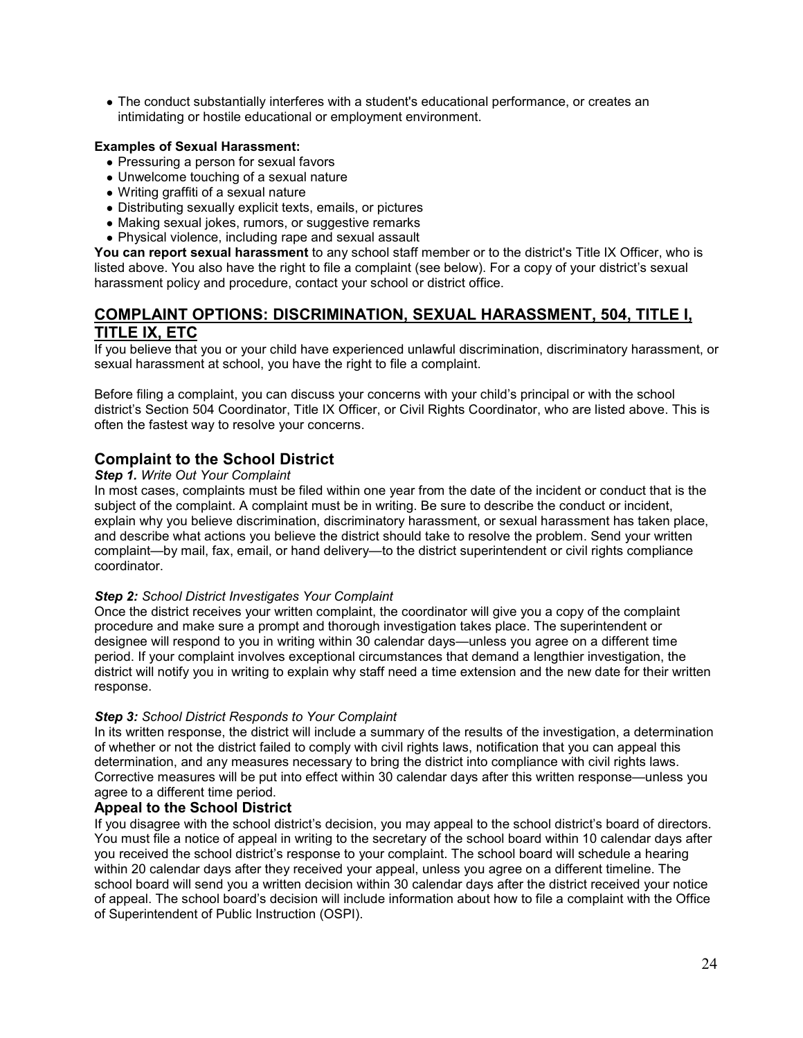- The conduct substantially interferes with a student's educational performance, or creates an intimidating or hostile educational or employment environment.

**Examples of Sexual Harassment:**

- Pressuring a person for sexual favors
- Unwelcome touching of a sexual nature
- Writing graffiti of a sexual nature
- Distributing sexually explicit texts, emails, or pictures
- Making sexual jokes, rumors, or suggestive remarks
- Physical violence, including rape and sexual assault

**You can report sexual harassment** to any school staff member or to the district's Title IX Officer, who is listed above. You also have the right to file a complaint (see below). For a copy of your district's sexual harassment policy and procedure, contact your school or district office.

## COMPLAINT OPTIONS: DISCRIMINATION, SEXUAL HARASSMENT, 504, TITLE I, TITLE IX, ETC

If you believe that you or your child have experienced unlawful discrimination, discriminatory harassment, or sexual harassment at school, you have the right to file a complaint.

Before filing a complaint, you can discuss your concerns with your child's principal or with the school district's Section 504 Coordinator, Title IX Officer, or Civil Rights Coordinator, who are listed above. This is often the fastest way to resolve your concerns.

### Complaint to the School District

***Step 1.*** *Write Out Your Complaint*

In most cases, complaints must be filed within one year from the date of the incident or conduct that is the subject of the complaint. A complaint must be in writing. Be sure to describe the conduct or incident, explain why you believe discrimination, discriminatory harassment, or sexual harassment has taken place, and describe what actions you believe the district should take to resolve the problem. Send your written complaint—by mail, fax, email, or hand delivery—to the district superintendent or civil rights compliance coordinator.

***Step 2:*** *School District Investigates Your Complaint*

Once the district receives your written complaint, the coordinator will give you a copy of the complaint procedure and make sure a prompt and thorough investigation takes place. The superintendent or designee will respond to you in writing within 30 calendar days—unless you agree on a different time period. If your complaint involves exceptional circumstances that demand a lengthier investigation, the district will notify you in writing to explain why staff need a time extension and the new date for their written response.

***Step 3:*** *School District Responds to Your Complaint*

In its written response, the district will include a summary of the results of the investigation, a determination of whether or not the district failed to comply with civil rights laws, notification that you can appeal this determination, and any measures necessary to bring the district into compliance with civil rights laws. Corrective measures will be put into effect within 30 calendar days after this written response—unless you agree to a different time period.

### Appeal to the School District

If you disagree with the school district's decision, you may appeal to the school district's board of directors. You must file a notice of appeal in writing to the secretary of the school board within 10 calendar days after you received the school district's response to your complaint. The school board will schedule a hearing within 20 calendar days after they received your appeal, unless you agree on a different timeline. The school board will send you a written decision within 30 calendar days after the district received your notice of appeal. The school board's decision will include information about how to file a complaint with the Office of Superintendent of Public Instruction (OSPI).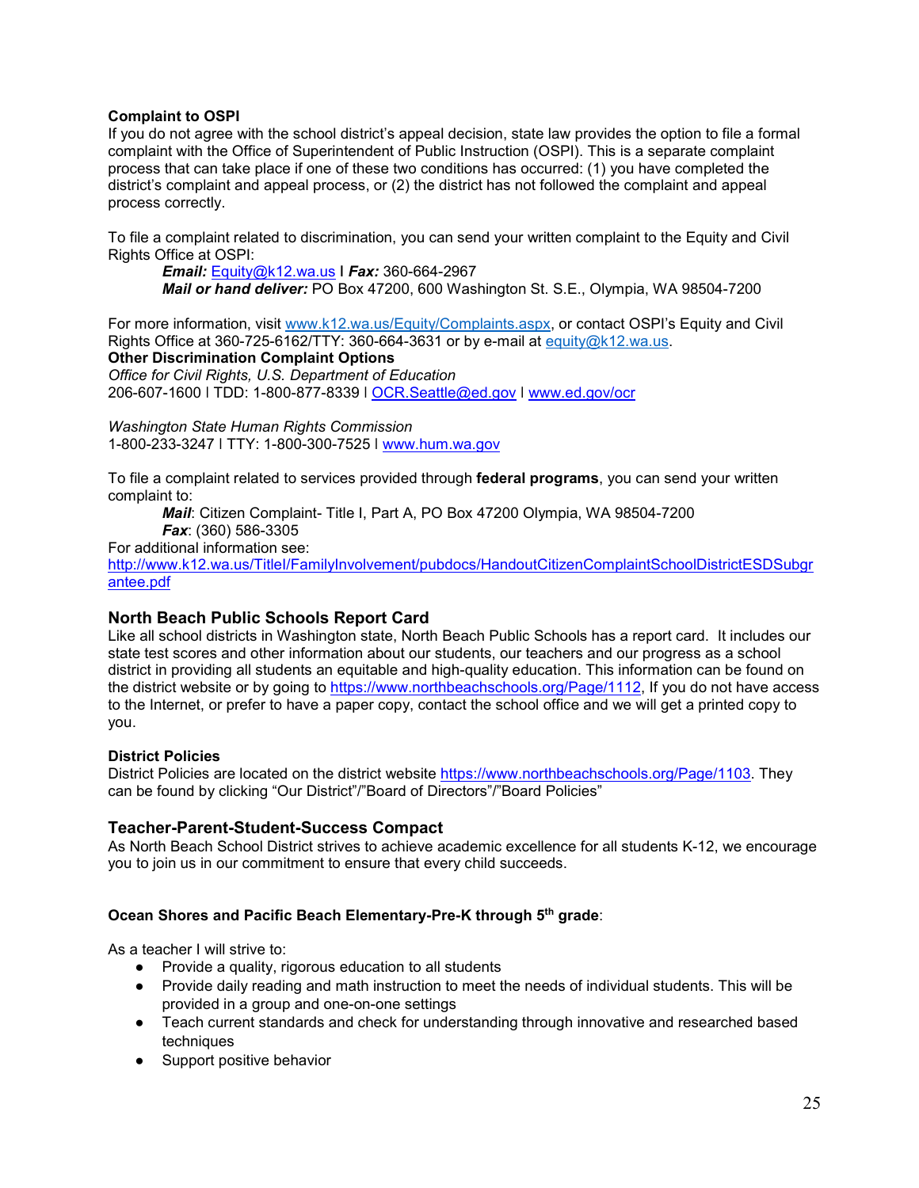**Complaint to OSPI**

If you do not agree with the school district's appeal decision, state law provides the option to file a formal complaint with the Office of Superintendent of Public Instruction (OSPI). This is a separate complaint process that can take place if one of these two conditions has occurred: (1) you have completed the district's complaint and appeal process, or (2) the district has not followed the complaint and appeal process correctly.

To file a complaint related to discrimination, you can send your written complaint to the Equity and Civil Rights Office at OSPI:

> ***Email:*** Equity@k12.wa.us l ***Fax:*** 360-664-2967
> ***Mail or hand deliver:*** PO Box 47200, 600 Washington St. S.E., Olympia, WA 98504-7200

For more information, visit www.k12.wa.us/Equity/Complaints.aspx, or contact OSPI's Equity and Civil Rights Office at 360-725-6162/TTY: 360-664-3631 or by e-mail at equity@k12.wa.us.

**Other Discrimination Complaint Options**

*Office for Civil Rights, U.S. Department of Education*
206-607-1600 l TDD: 1-800-877-8339 l OCR.Seattle@ed.gov l www.ed.gov/ocr

*Washington State Human Rights Commission*
1-800-233-3247 l TTY: 1-800-300-7525 l www.hum.wa.gov

To file a complaint related to services provided through **federal programs**, you can send your written complaint to:

> ***Mail***: Citizen Complaint- Title I, Part A, PO Box 47200 Olympia, WA 98504-7200
> ***Fax***: (360) 586-3305

For additional information see:
http://www.k12.wa.us/TitleI/FamilyInvolvement/pubdocs/HandoutCitizenComplaintSchoolDistrictESDSubgrantee.pdf

## North Beach Public Schools Report Card

Like all school districts in Washington state, North Beach Public Schools has a report card. It includes our state test scores and other information about our students, our teachers and our progress as a school district in providing all students an equitable and high-quality education. This information can be found on the district website or by going to https://www.northbeachschools.org/Page/1112, If you do not have access to the Internet, or prefer to have a paper copy, contact the school office and we will get a printed copy to you.

**District Policies**

District Policies are located on the district website https://www.northbeachschools.org/Page/1103. They can be found by clicking "Our District"/"Board of Directors"/"Board Policies"

## Teacher-Parent-Student-Success Compact

As North Beach School District strives to achieve academic excellence for all students K-12, we encourage you to join us in our commitment to ensure that every child succeeds.

**Ocean Shores and Pacific Beach Elementary-Pre-K through 5th grade**:

As a teacher I will strive to:

- Provide a quality, rigorous education to all students
- Provide daily reading and math instruction to meet the needs of individual students. This will be provided in a group and one-on-one settings
- Teach current standards and check for understanding through innovative and researched based techniques
- Support positive behavior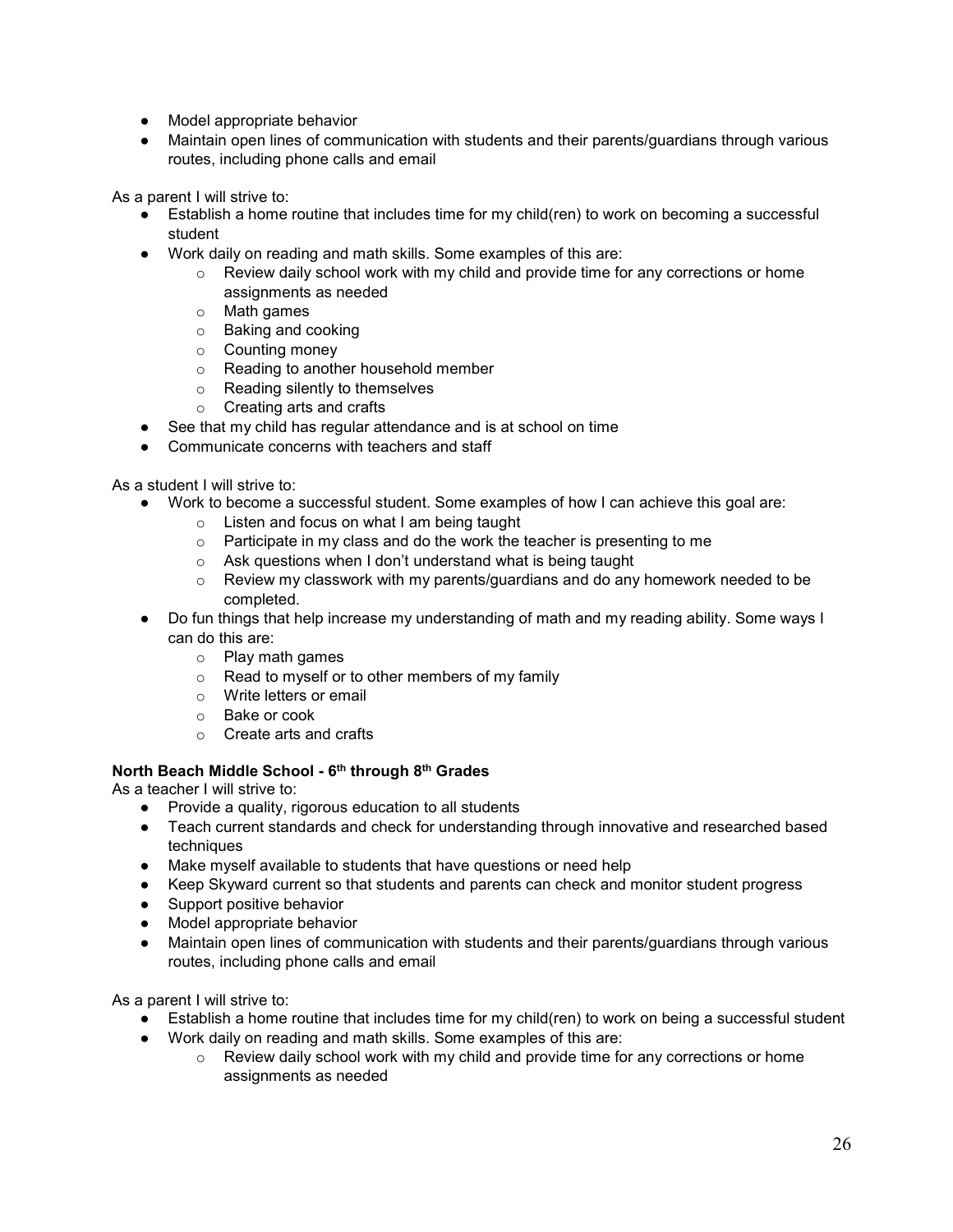- Model appropriate behavior
- Maintain open lines of communication with students and their parents/guardians through various routes, including phone calls and email

As a parent I will strive to:

- Establish a home routine that includes time for my child(ren) to work on becoming a successful student
- Work daily on reading and math skills. Some examples of this are:
  - Review daily school work with my child and provide time for any corrections or home assignments as needed
  - Math games
  - Baking and cooking
  - Counting money
  - Reading to another household member
  - Reading silently to themselves
  - Creating arts and crafts
- See that my child has regular attendance and is at school on time
- Communicate concerns with teachers and staff

As a student I will strive to:

- Work to become a successful student. Some examples of how I can achieve this goal are:
  - Listen and focus on what I am being taught
  - Participate in my class and do the work the teacher is presenting to me
  - Ask questions when I don't understand what is being taught
  - Review my classwork with my parents/guardians and do any homework needed to be completed.
- Do fun things that help increase my understanding of math and my reading ability. Some ways I can do this are:
  - Play math games
  - Read to myself or to other members of my family
  - Write letters or email
  - Bake or cook
  - Create arts and crafts

**North Beach Middle School - 6th through 8th Grades**

As a teacher I will strive to:

- Provide a quality, rigorous education to all students
- Teach current standards and check for understanding through innovative and researched based techniques
- Make myself available to students that have questions or need help
- Keep Skyward current so that students and parents can check and monitor student progress
- Support positive behavior
- Model appropriate behavior
- Maintain open lines of communication with students and their parents/guardians through various routes, including phone calls and email

As a parent I will strive to:

- Establish a home routine that includes time for my child(ren) to work on being a successful student
- Work daily on reading and math skills. Some examples of this are:
  - Review daily school work with my child and provide time for any corrections or home assignments as needed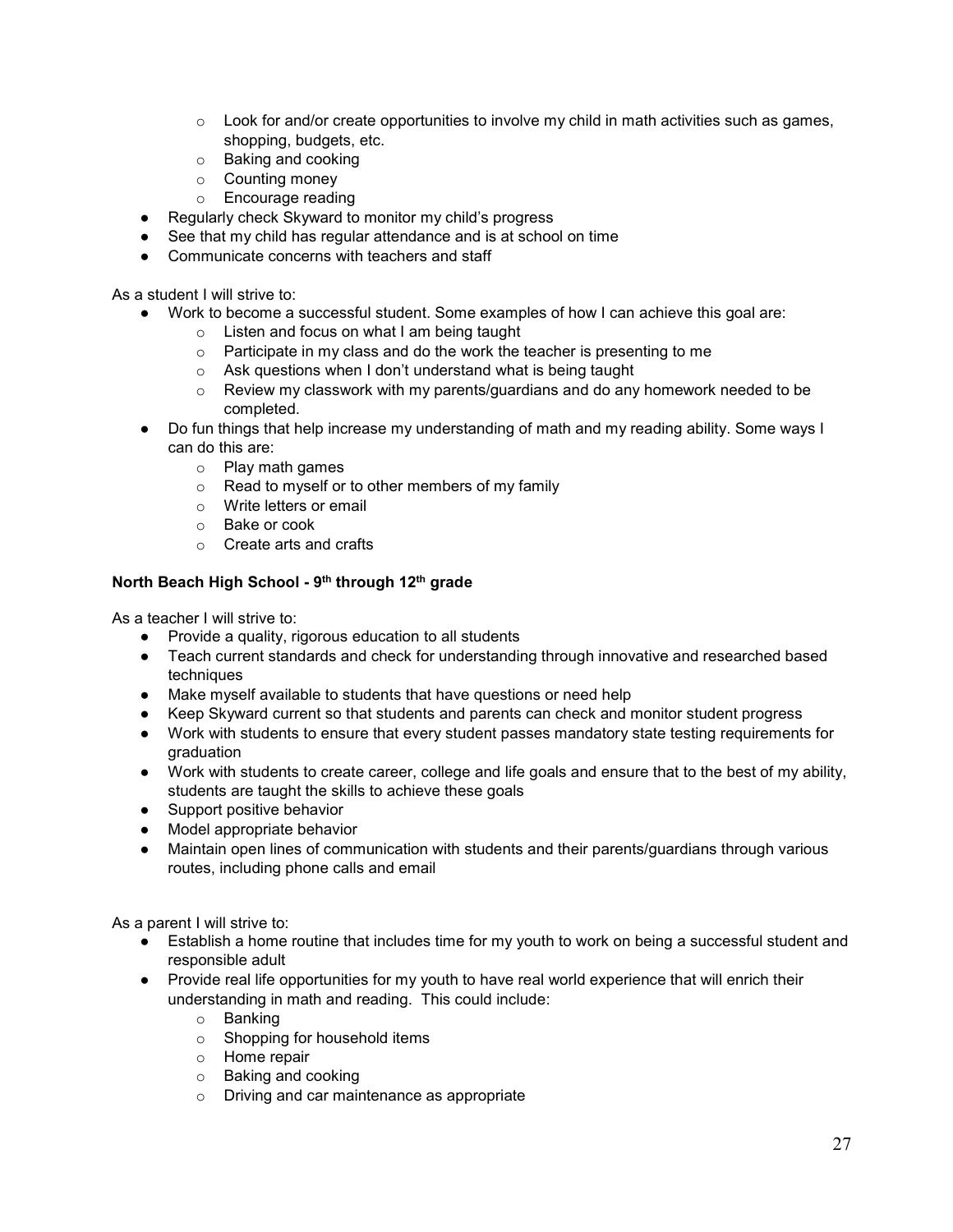- Look for and/or create opportunities to involve my child in math activities such as games, shopping, budgets, etc.
    - Baking and cooking
    - Counting money
    - Encourage reading
- Regularly check Skyward to monitor my child's progress
- See that my child has regular attendance and is at school on time
- Communicate concerns with teachers and staff

As a student I will strive to:

- Work to become a successful student. Some examples of how I can achieve this goal are:
    - Listen and focus on what I am being taught
    - Participate in my class and do the work the teacher is presenting to me
    - Ask questions when I don't understand what is being taught
    - Review my classwork with my parents/guardians and do any homework needed to be completed.
- Do fun things that help increase my understanding of math and my reading ability. Some ways I can do this are:
    - Play math games
    - Read to myself or to other members of my family
    - Write letters or email
    - Bake or cook
    - Create arts and crafts

**North Beach High School - 9th through 12th grade**

As a teacher I will strive to:

- Provide a quality, rigorous education to all students
- Teach current standards and check for understanding through innovative and researched based techniques
- Make myself available to students that have questions or need help
- Keep Skyward current so that students and parents can check and monitor student progress
- Work with students to ensure that every student passes mandatory state testing requirements for graduation
- Work with students to create career, college and life goals and ensure that to the best of my ability, students are taught the skills to achieve these goals
- Support positive behavior
- Model appropriate behavior
- Maintain open lines of communication with students and their parents/guardians through various routes, including phone calls and email

As a parent I will strive to:

- Establish a home routine that includes time for my youth to work on being a successful student and responsible adult
- Provide real life opportunities for my youth to have real world experience that will enrich their understanding in math and reading. This could include:
    - Banking
    - Shopping for household items
    - Home repair
    - Baking and cooking
    - Driving and car maintenance as appropriate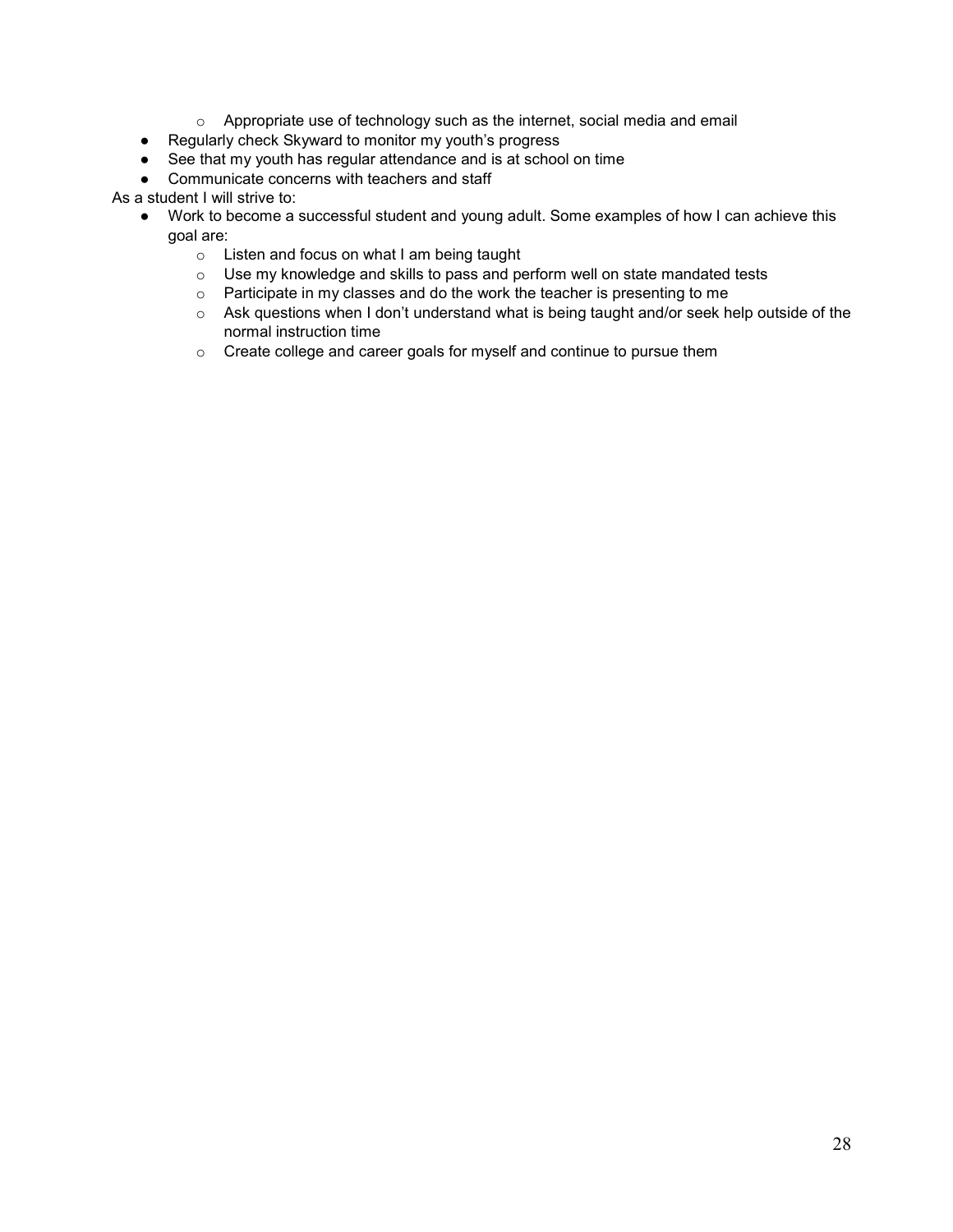- Appropriate use of technology such as the internet, social media and email
- Regularly check Skyward to monitor my youth's progress
- See that my youth has regular attendance and is at school on time
- Communicate concerns with teachers and staff

As a student I will strive to:

- Work to become a successful student and young adult. Some examples of how I can achieve this goal are:
    - Listen and focus on what I am being taught
    - Use my knowledge and skills to pass and perform well on state mandated tests
    - Participate in my classes and do the work the teacher is presenting to me
    - Ask questions when I don't understand what is being taught and/or seek help outside of the normal instruction time
    - Create college and career goals for myself and continue to pursue them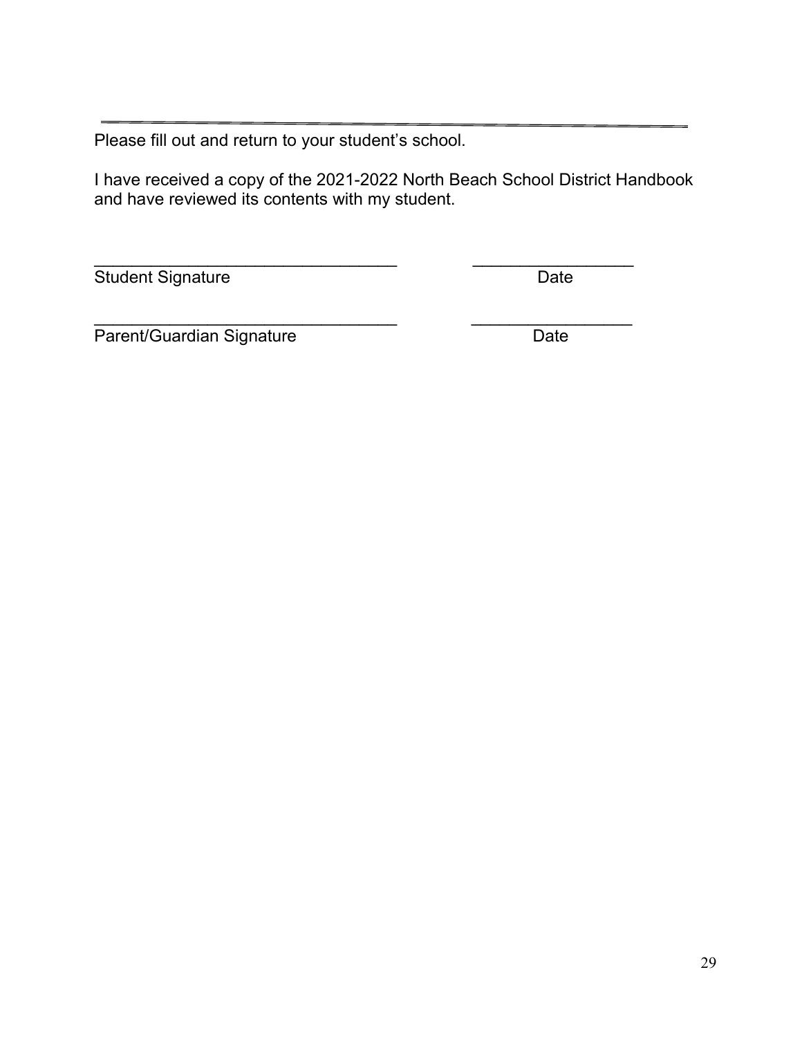---

Please fill out and return to your student's school.

I have received a copy of the 2021-2022 North Beach School District Handbook and have reviewed its contents with my student.

_________________________________ _________________
Student Signature Date

_________________________________ _________________
Parent/Guardian Signature Date